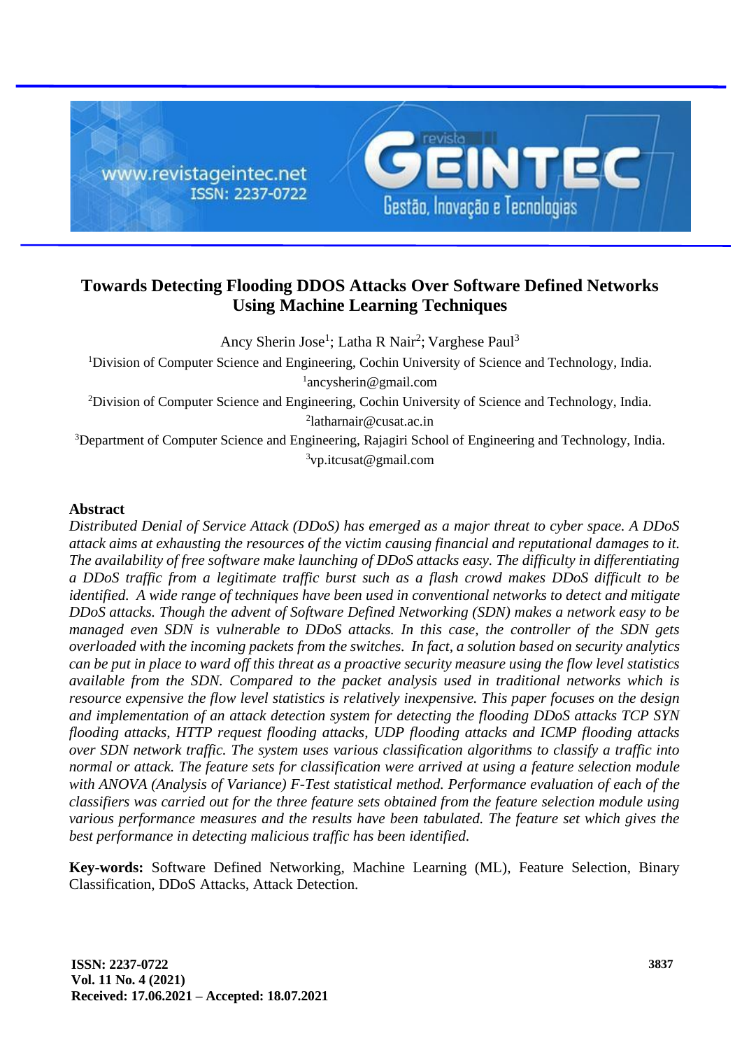# Towards Detecting Flooding DDOS Attacks Over Software Defined Networks Using Machine Learning Techniques

Ancy Sherin Jose[1]; Latha R Nair[2]; Varghese Paul[3]

[1]Division of Computer Science and Engineering, Cochin University of Science and Technology, India.
[1]ancysherin@gmail.com

[2]Division of Computer Science and Engineering, Cochin University of Science and Technology, India.
[2]latharnair@cusat.ac.in

[3]Department of Computer Science and Engineering, Rajagiri School of Engineering and Technology, India.
[3]vp.itcusat@gmail.com

## Abstract

*Distributed Denial of Service Attack (DDoS) has emerged as a major threat to cyber space. A DDoS attack aims at exhausting the resources of the victim causing financial and reputational damages to it. The availability of free software make launching of DDoS attacks easy. The difficulty in differentiating a DDoS traffic from a legitimate traffic burst such as a flash crowd makes DDoS difficult to be identified. A wide range of techniques have been used in conventional networks to detect and mitigate DDoS attacks. Though the advent of Software Defined Networking (SDN) makes a network easy to be managed even SDN is vulnerable to DDoS attacks. In this case, the controller of the SDN gets overloaded with the incoming packets from the switches. In fact, a solution based on security analytics can be put in place to ward off this threat as a proactive security measure using the flow level statistics available from the SDN. Compared to the packet analysis used in traditional networks which is resource expensive the flow level statistics is relatively inexpensive. This paper focuses on the design and implementation of an attack detection system for detecting the flooding DDoS attacks TCP SYN flooding attacks, HTTP request flooding attacks, UDP flooding attacks and ICMP flooding attacks over SDN network traffic. The system uses various classification algorithms to classify a traffic into normal or attack. The feature sets for classification were arrived at using a feature selection module with ANOVA (Analysis of Variance) F-Test statistical method. Performance evaluation of each of the classifiers was carried out for the three feature sets obtained from the feature selection module using various performance measures and the results have been tabulated. The feature set which gives the best performance in detecting malicious traffic has been identified.*

**Key-words:** Software Defined Networking, Machine Learning (ML), Feature Selection, Binary Classification, DDoS Attacks, Attack Detection.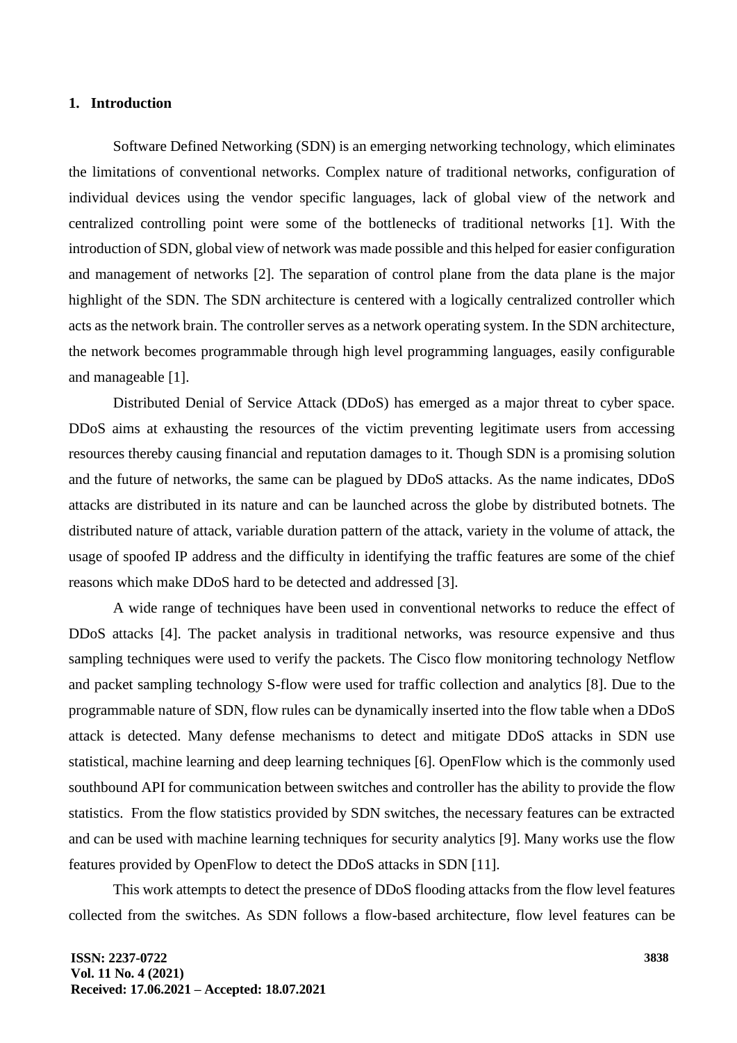## 1. Introduction

Software Defined Networking (SDN) is an emerging networking technology, which eliminates the limitations of conventional networks. Complex nature of traditional networks, configuration of individual devices using the vendor specific languages, lack of global view of the network and centralized controlling point were some of the bottlenecks of traditional networks [1]. With the introduction of SDN, global view of network was made possible and this helped for easier configuration and management of networks [2]. The separation of control plane from the data plane is the major highlight of the SDN. The SDN architecture is centered with a logically centralized controller which acts as the network brain. The controller serves as a network operating system. In the SDN architecture, the network becomes programmable through high level programming languages, easily configurable and manageable [1].

Distributed Denial of Service Attack (DDoS) has emerged as a major threat to cyber space. DDoS aims at exhausting the resources of the victim preventing legitimate users from accessing resources thereby causing financial and reputation damages to it. Though SDN is a promising solution and the future of networks, the same can be plagued by DDoS attacks. As the name indicates, DDoS attacks are distributed in its nature and can be launched across the globe by distributed botnets. The distributed nature of attack, variable duration pattern of the attack, variety in the volume of attack, the usage of spoofed IP address and the difficulty in identifying the traffic features are some of the chief reasons which make DDoS hard to be detected and addressed [3].

A wide range of techniques have been used in conventional networks to reduce the effect of DDoS attacks [4]. The packet analysis in traditional networks, was resource expensive and thus sampling techniques were used to verify the packets. The Cisco flow monitoring technology Netflow and packet sampling technology S-flow were used for traffic collection and analytics [8]. Due to the programmable nature of SDN, flow rules can be dynamically inserted into the flow table when a DDoS attack is detected. Many defense mechanisms to detect and mitigate DDoS attacks in SDN use statistical, machine learning and deep learning techniques [6]. OpenFlow which is the commonly used southbound API for communication between switches and controller has the ability to provide the flow statistics. From the flow statistics provided by SDN switches, the necessary features can be extracted and can be used with machine learning techniques for security analytics [9]. Many works use the flow features provided by OpenFlow to detect the DDoS attacks in SDN [11].

This work attempts to detect the presence of DDoS flooding attacks from the flow level features collected from the switches. As SDN follows a flow-based architecture, flow level features can be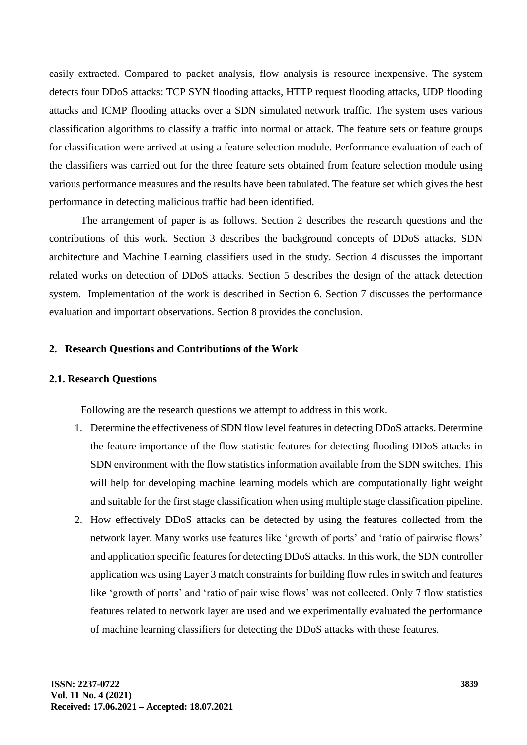easily extracted. Compared to packet analysis, flow analysis is resource inexpensive. The system detects four DDoS attacks: TCP SYN flooding attacks, HTTP request flooding attacks, UDP flooding attacks and ICMP flooding attacks over a SDN simulated network traffic. The system uses various classification algorithms to classify a traffic into normal or attack. The feature sets or feature groups for classification were arrived at using a feature selection module. Performance evaluation of each of the classifiers was carried out for the three feature sets obtained from feature selection module using various performance measures and the results have been tabulated. The feature set which gives the best performance in detecting malicious traffic had been identified.

The arrangement of paper is as follows. Section 2 describes the research questions and the contributions of this work. Section 3 describes the background concepts of DDoS attacks, SDN architecture and Machine Learning classifiers used in the study. Section 4 discusses the important related works on detection of DDoS attacks. Section 5 describes the design of the attack detection system. Implementation of the work is described in Section 6. Section 7 discusses the performance evaluation and important observations. Section 8 provides the conclusion.

## 2. Research Questions and Contributions of the Work

### 2.1. Research Questions

Following are the research questions we attempt to address in this work.

1. Determine the effectiveness of SDN flow level features in detecting DDoS attacks. Determine the feature importance of the flow statistic features for detecting flooding DDoS attacks in SDN environment with the flow statistics information available from the SDN switches. This will help for developing machine learning models which are computationally light weight and suitable for the first stage classification when using multiple stage classification pipeline.
2. How effectively DDoS attacks can be detected by using the features collected from the network layer. Many works use features like 'growth of ports' and 'ratio of pairwise flows' and application specific features for detecting DDoS attacks. In this work, the SDN controller application was using Layer 3 match constraints for building flow rules in switch and features like 'growth of ports' and 'ratio of pair wise flows' was not collected. Only 7 flow statistics features related to network layer are used and we experimentally evaluated the performance of machine learning classifiers for detecting the DDoS attacks with these features.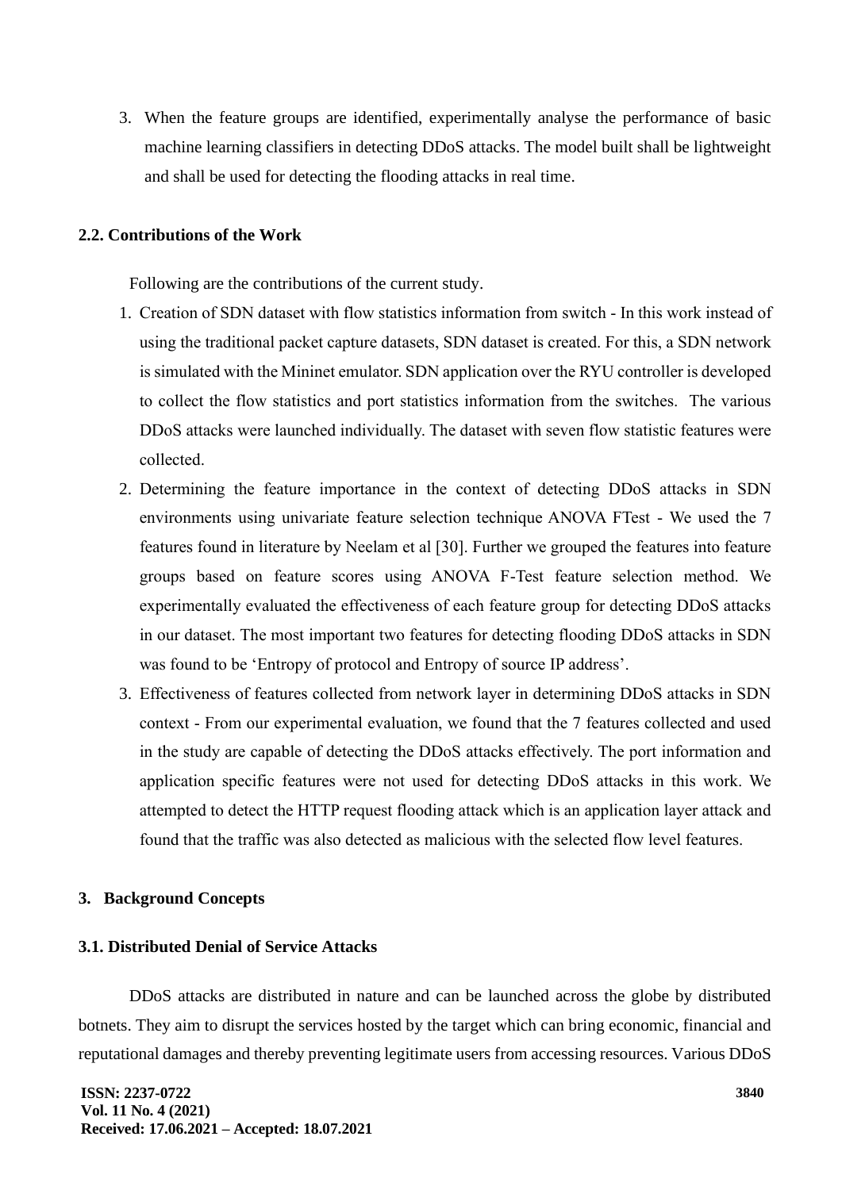3. When the feature groups are identified, experimentally analyse the performance of basic machine learning classifiers in detecting DDoS attacks. The model built shall be lightweight and shall be used for detecting the flooding attacks in real time.

### 2.2. Contributions of the Work

Following are the contributions of the current study.

1. Creation of SDN dataset with flow statistics information from switch - In this work instead of using the traditional packet capture datasets, SDN dataset is created. For this, a SDN network is simulated with the Mininet emulator. SDN application over the RYU controller is developed to collect the flow statistics and port statistics information from the switches. The various DDoS attacks were launched individually. The dataset with seven flow statistic features were collected.
2. Determining the feature importance in the context of detecting DDoS attacks in SDN environments using univariate feature selection technique ANOVA FTest - We used the 7 features found in literature by Neelam et al [30]. Further we grouped the features into feature groups based on feature scores using ANOVA F-Test feature selection method. We experimentally evaluated the effectiveness of each feature group for detecting DDoS attacks in our dataset. The most important two features for detecting flooding DDoS attacks in SDN was found to be 'Entropy of protocol and Entropy of source IP address'.
3. Effectiveness of features collected from network layer in determining DDoS attacks in SDN context - From our experimental evaluation, we found that the 7 features collected and used in the study are capable of detecting the DDoS attacks effectively. The port information and application specific features were not used for detecting DDoS attacks in this work. We attempted to detect the HTTP request flooding attack which is an application layer attack and found that the traffic was also detected as malicious with the selected flow level features.

## 3. Background Concepts

### 3.1. Distributed Denial of Service Attacks

DDoS attacks are distributed in nature and can be launched across the globe by distributed botnets. They aim to disrupt the services hosted by the target which can bring economic, financial and reputational damages and thereby preventing legitimate users from accessing resources. Various DDoS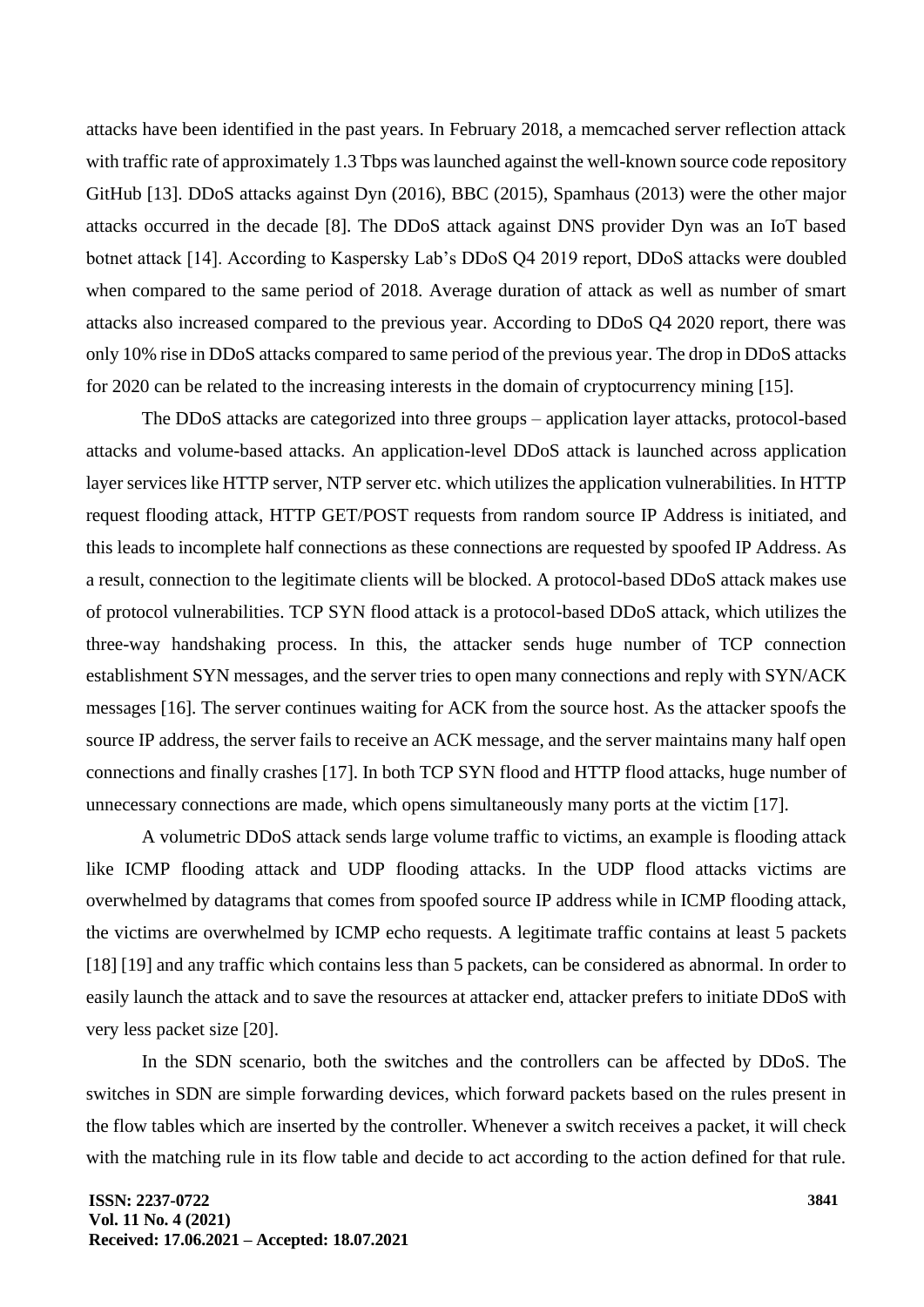attacks have been identified in the past years. In February 2018, a memcached server reflection attack with traffic rate of approximately 1.3 Tbps was launched against the well-known source code repository GitHub [13]. DDoS attacks against Dyn (2016), BBC (2015), Spamhaus (2013) were the other major attacks occurred in the decade [8]. The DDoS attack against DNS provider Dyn was an IoT based botnet attack [14]. According to Kaspersky Lab's DDoS Q4 2019 report, DDoS attacks were doubled when compared to the same period of 2018. Average duration of attack as well as number of smart attacks also increased compared to the previous year. According to DDoS Q4 2020 report, there was only 10% rise in DDoS attacks compared to same period of the previous year. The drop in DDoS attacks for 2020 can be related to the increasing interests in the domain of cryptocurrency mining [15].

The DDoS attacks are categorized into three groups – application layer attacks, protocol-based attacks and volume-based attacks. An application-level DDoS attack is launched across application layer services like HTTP server, NTP server etc. which utilizes the application vulnerabilities. In HTTP request flooding attack, HTTP GET/POST requests from random source IP Address is initiated, and this leads to incomplete half connections as these connections are requested by spoofed IP Address. As a result, connection to the legitimate clients will be blocked. A protocol-based DDoS attack makes use of protocol vulnerabilities. TCP SYN flood attack is a protocol-based DDoS attack, which utilizes the three-way handshaking process. In this, the attacker sends huge number of TCP connection establishment SYN messages, and the server tries to open many connections and reply with SYN/ACK messages [16]. The server continues waiting for ACK from the source host. As the attacker spoofs the source IP address, the server fails to receive an ACK message, and the server maintains many half open connections and finally crashes [17]. In both TCP SYN flood and HTTP flood attacks, huge number of unnecessary connections are made, which opens simultaneously many ports at the victim [17].

A volumetric DDoS attack sends large volume traffic to victims, an example is flooding attack like ICMP flooding attack and UDP flooding attacks. In the UDP flood attacks victims are overwhelmed by datagrams that comes from spoofed source IP address while in ICMP flooding attack, the victims are overwhelmed by ICMP echo requests. A legitimate traffic contains at least 5 packets [18] [19] and any traffic which contains less than 5 packets, can be considered as abnormal. In order to easily launch the attack and to save the resources at attacker end, attacker prefers to initiate DDoS with very less packet size [20].

In the SDN scenario, both the switches and the controllers can be affected by DDoS. The switches in SDN are simple forwarding devices, which forward packets based on the rules present in the flow tables which are inserted by the controller. Whenever a switch receives a packet, it will check with the matching rule in its flow table and decide to act according to the action defined for that rule.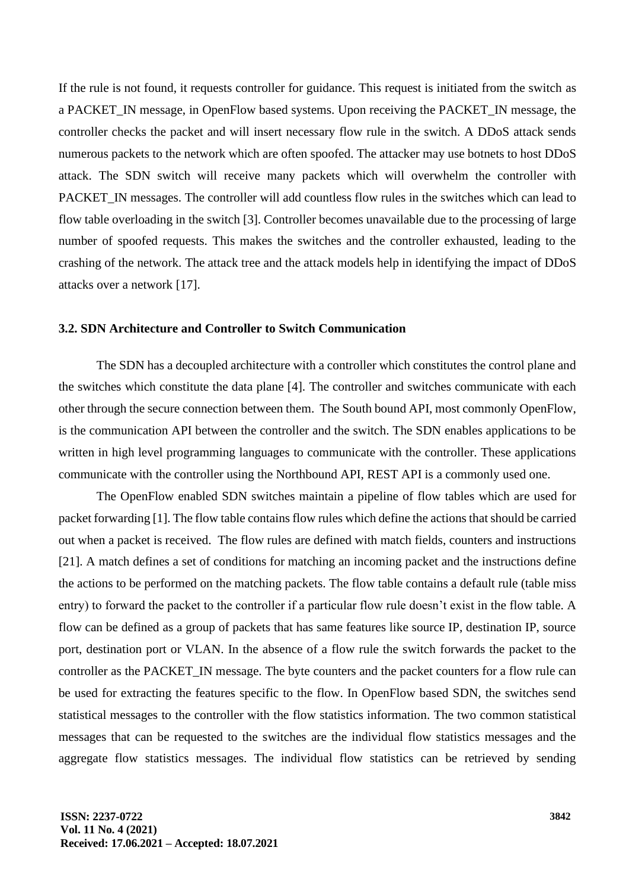If the rule is not found, it requests controller for guidance. This request is initiated from the switch as a PACKET_IN message, in OpenFlow based systems. Upon receiving the PACKET_IN message, the controller checks the packet and will insert necessary flow rule in the switch. A DDoS attack sends numerous packets to the network which are often spoofed. The attacker may use botnets to host DDoS attack. The SDN switch will receive many packets which will overwhelm the controller with PACKET_IN messages. The controller will add countless flow rules in the switches which can lead to flow table overloading in the switch [3]. Controller becomes unavailable due to the processing of large number of spoofed requests. This makes the switches and the controller exhausted, leading to the crashing of the network. The attack tree and the attack models help in identifying the impact of DDoS attacks over a network [17].

### 3.2. SDN Architecture and Controller to Switch Communication

The SDN has a decoupled architecture with a controller which constitutes the control plane and the switches which constitute the data plane [4]. The controller and switches communicate with each other through the secure connection between them. The South bound API, most commonly OpenFlow, is the communication API between the controller and the switch. The SDN enables applications to be written in high level programming languages to communicate with the controller. These applications communicate with the controller using the Northbound API, REST API is a commonly used one.

The OpenFlow enabled SDN switches maintain a pipeline of flow tables which are used for packet forwarding [1]. The flow table contains flow rules which define the actions that should be carried out when a packet is received. The flow rules are defined with match fields, counters and instructions [21]. A match defines a set of conditions for matching an incoming packet and the instructions define the actions to be performed on the matching packets. The flow table contains a default rule (table miss entry) to forward the packet to the controller if a particular flow rule doesn't exist in the flow table. A flow can be defined as a group of packets that has same features like source IP, destination IP, source port, destination port or VLAN. In the absence of a flow rule the switch forwards the packet to the controller as the PACKET_IN message. The byte counters and the packet counters for a flow rule can be used for extracting the features specific to the flow. In OpenFlow based SDN, the switches send statistical messages to the controller with the flow statistics information. The two common statistical messages that can be requested to the switches are the individual flow statistics messages and the aggregate flow statistics messages. The individual flow statistics can be retrieved by sending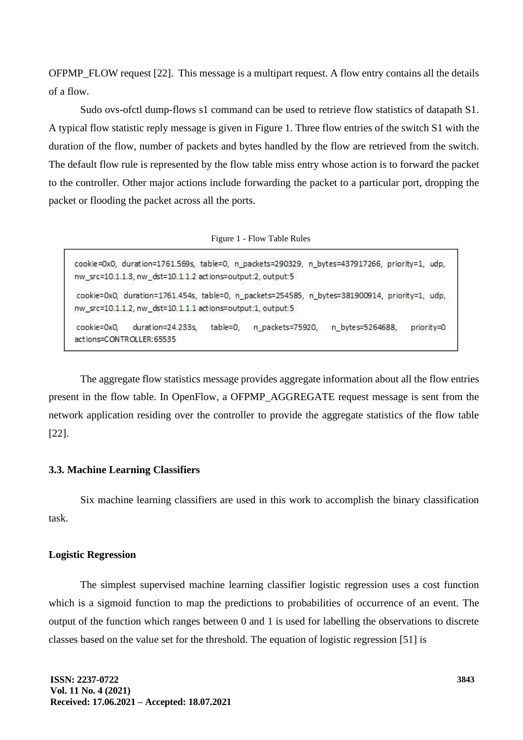OFPMP_FLOW request [22]. This message is a multipart request. A flow entry contains all the details of a flow.

Sudo ovs-ofctl dump-flows s1 command can be used to retrieve flow statistics of datapath S1. A typical flow statistic reply message is given in Figure 1. Three flow entries of the switch S1 with the duration of the flow, number of packets and bytes handled by the flow are retrieved from the switch. The default flow rule is represented by the flow table miss entry whose action is to forward the packet to the controller. Other major actions include forwarding the packet to a particular port, dropping the packet or flooding the packet across all the ports.

Figure 1 - Flow Table Rules

```
cookie=0x0, duration=1761.569s, table=0, n_packets=290329, n_bytes=437917266, priority=1, udp,
nw_src=10.1.1.3, nw_dst=10.1.1.2 actions=output:2, output:5

cookie=0x0, duration=1761.454s, table=0, n_packets=254585, n_bytes=381900914, priority=1, udp,
nw_src=10.1.1.2, nw_dst=10.1.1.1 actions=output:1, output:5

cookie=0x0, duration=24.233s, table=0, n_packets=75920, n_bytes=5264688, priority=0
actions=CONTROLLER:65535
```

The aggregate flow statistics message provides aggregate information about all the flow entries present in the flow table. In OpenFlow, a OFPMP_AGGREGATE request message is sent from the network application residing over the controller to provide the aggregate statistics of the flow table [22].

### 3.3. Machine Learning Classifiers

Six machine learning classifiers are used in this work to accomplish the binary classification task.

#### Logistic Regression

The simplest supervised machine learning classifier logistic regression uses a cost function which is a sigmoid function to map the predictions to probabilities of occurrence of an event. The output of the function which ranges between 0 and 1 is used for labelling the observations to discrete classes based on the value set for the threshold. The equation of logistic regression [51] is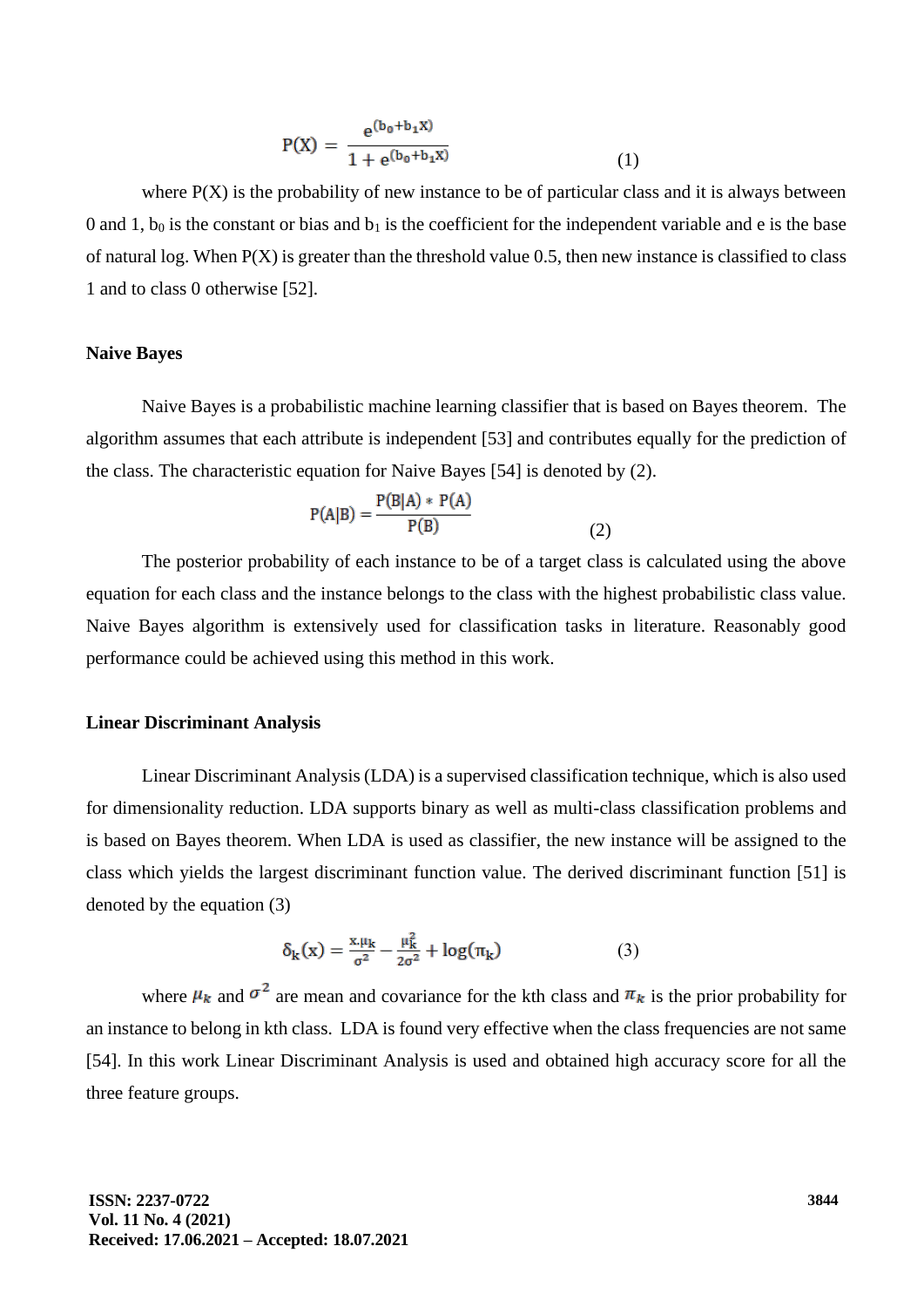$$P(X) = \frac{e^{(b_0+b_1X)}}{1+e^{(b_0+b_1X)}} \tag{1}$$

where P(X) is the probability of new instance to be of particular class and it is always between 0 and 1, $b_0$ is the constant or bias and $b_1$ is the coefficient for the independent variable and e is the base of natural log. When P(X) is greater than the threshold value 0.5, then new instance is classified to class 1 and to class 0 otherwise [52].

**Naive Bayes**

Naive Bayes is a probabilistic machine learning classifier that is based on Bayes theorem. The algorithm assumes that each attribute is independent [53] and contributes equally for the prediction of the class. The characteristic equation for Naive Bayes [54] is denoted by (2).

$$P(A|B) = \frac{P(B|A) * P(A)}{P(B)} \tag{2}$$

The posterior probability of each instance to be of a target class is calculated using the above equation for each class and the instance belongs to the class with the highest probabilistic class value. Naive Bayes algorithm is extensively used for classification tasks in literature. Reasonably good performance could be achieved using this method in this work.

**Linear Discriminant Analysis**

Linear Discriminant Analysis (LDA) is a supervised classification technique, which is also used for dimensionality reduction. LDA supports binary as well as multi-class classification problems and is based on Bayes theorem. When LDA is used as classifier, the new instance will be assigned to the class which yields the largest discriminant function value. The derived discriminant function [51] is denoted by the equation (3)

$$\delta_k(x) = \frac{x.\mu_k}{\sigma^2} - \frac{\mu_k^2}{2\sigma^2} + \log(\pi_k) \tag{3}$$

where $\mu_k$ and $\sigma^2$ are mean and covariance for the kth class and $\pi_k$ is the prior probability for an instance to belong in kth class. LDA is found very effective when the class frequencies are not same [54]. In this work Linear Discriminant Analysis is used and obtained high accuracy score for all the three feature groups.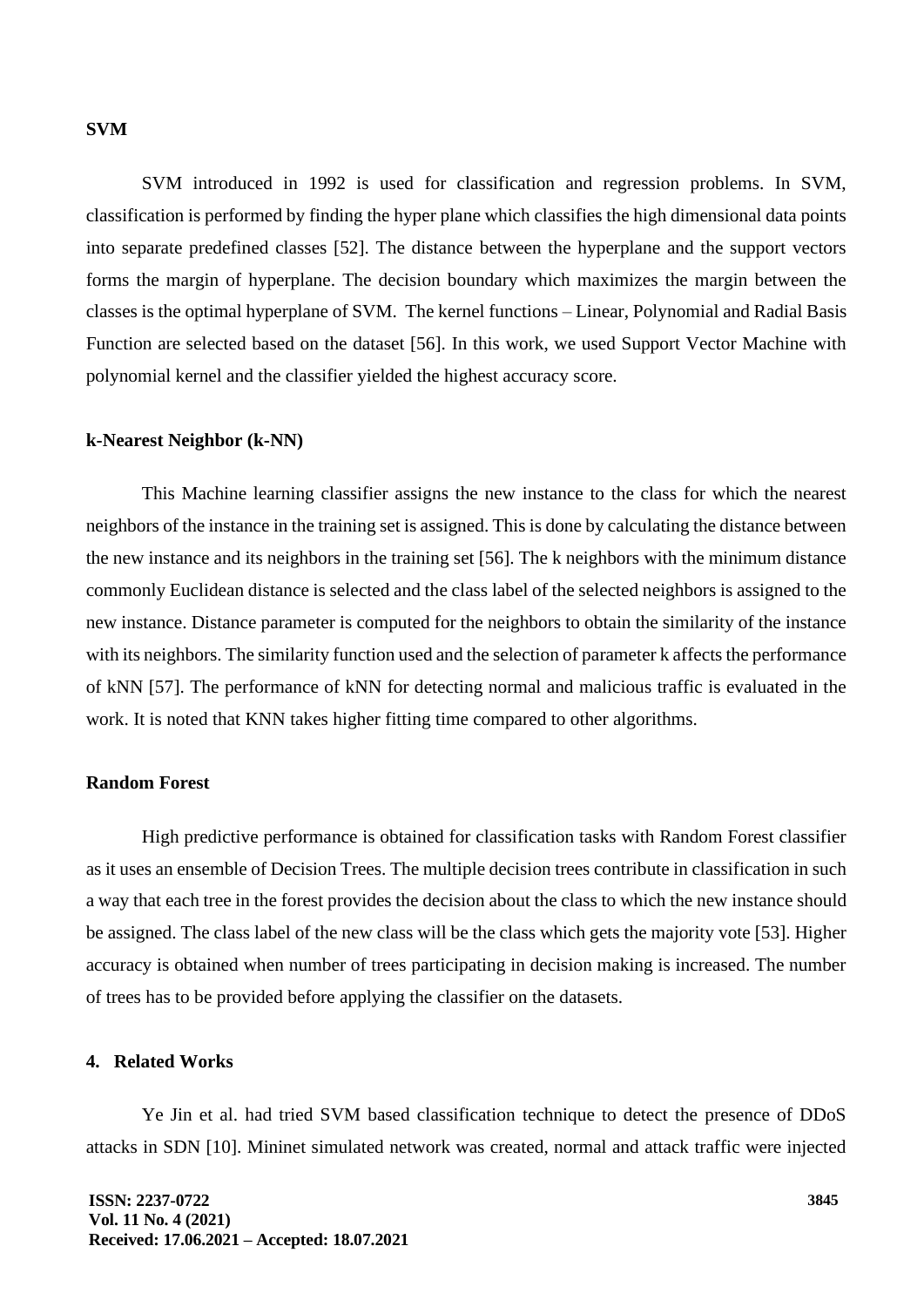**SVM**

SVM introduced in 1992 is used for classification and regression problems. In SVM, classification is performed by finding the hyper plane which classifies the high dimensional data points into separate predefined classes [52]. The distance between the hyperplane and the support vectors forms the margin of hyperplane. The decision boundary which maximizes the margin between the classes is the optimal hyperplane of SVM. The kernel functions – Linear, Polynomial and Radial Basis Function are selected based on the dataset [56]. In this work, we used Support Vector Machine with polynomial kernel and the classifier yielded the highest accuracy score.

**k-Nearest Neighbor (k-NN)**

This Machine learning classifier assigns the new instance to the class for which the nearest neighbors of the instance in the training set is assigned. This is done by calculating the distance between the new instance and its neighbors in the training set [56]. The k neighbors with the minimum distance commonly Euclidean distance is selected and the class label of the selected neighbors is assigned to the new instance. Distance parameter is computed for the neighbors to obtain the similarity of the instance with its neighbors. The similarity function used and the selection of parameter k affects the performance of kNN [57]. The performance of kNN for detecting normal and malicious traffic is evaluated in the work. It is noted that KNN takes higher fitting time compared to other algorithms.

**Random Forest**

High predictive performance is obtained for classification tasks with Random Forest classifier as it uses an ensemble of Decision Trees. The multiple decision trees contribute in classification in such a way that each tree in the forest provides the decision about the class to which the new instance should be assigned. The class label of the new class will be the class which gets the majority vote [53]. Higher accuracy is obtained when number of trees participating in decision making is increased. The number of trees has to be provided before applying the classifier on the datasets.

## 4. Related Works

Ye Jin et al. had tried SVM based classification technique to detect the presence of DDoS attacks in SDN [10]. Mininet simulated network was created, normal and attack traffic were injected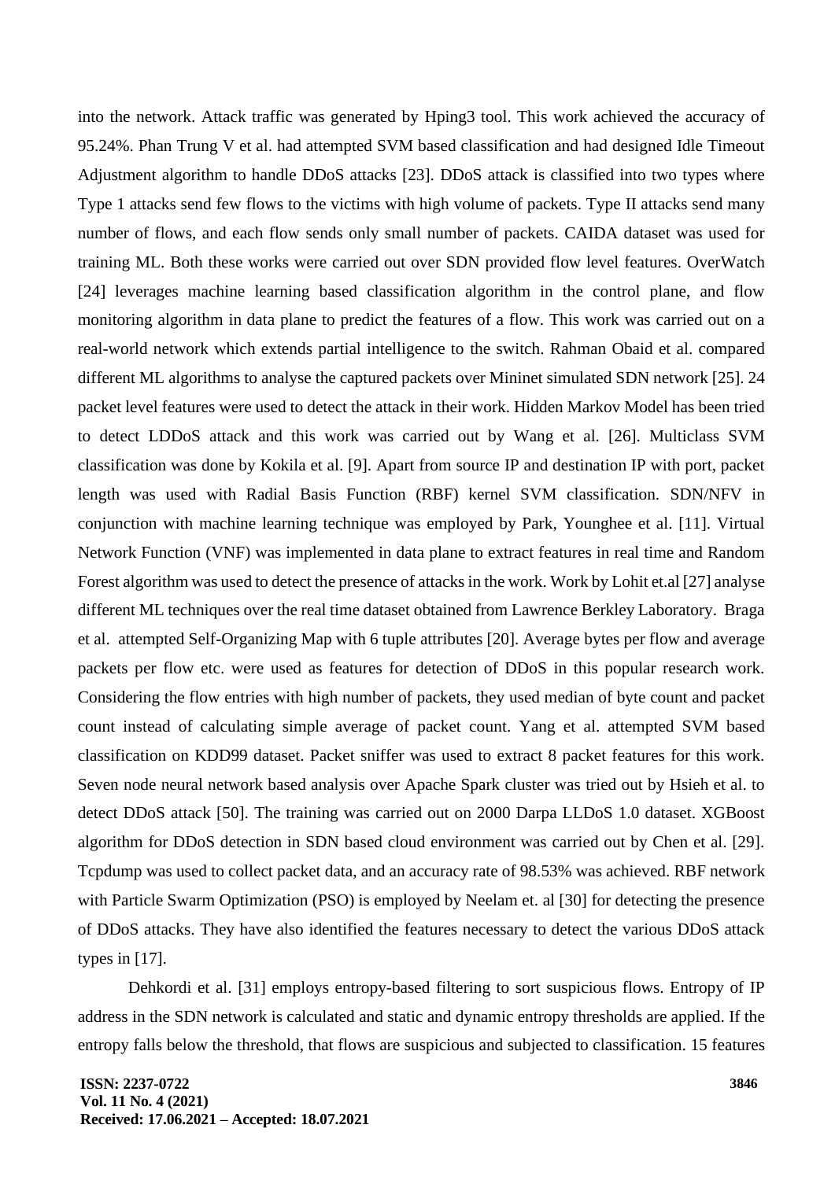into the network. Attack traffic was generated by Hping3 tool. This work achieved the accuracy of 95.24%. Phan Trung V et al. had attempted SVM based classification and had designed Idle Timeout Adjustment algorithm to handle DDoS attacks [23]. DDoS attack is classified into two types where Type 1 attacks send few flows to the victims with high volume of packets. Type II attacks send many number of flows, and each flow sends only small number of packets. CAIDA dataset was used for training ML. Both these works were carried out over SDN provided flow level features. OverWatch [24] leverages machine learning based classification algorithm in the control plane, and flow monitoring algorithm in data plane to predict the features of a flow. This work was carried out on a real-world network which extends partial intelligence to the switch. Rahman Obaid et al. compared different ML algorithms to analyse the captured packets over Mininet simulated SDN network [25]. 24 packet level features were used to detect the attack in their work. Hidden Markov Model has been tried to detect LDDoS attack and this work was carried out by Wang et al. [26]. Multiclass SVM classification was done by Kokila et al. [9]. Apart from source IP and destination IP with port, packet length was used with Radial Basis Function (RBF) kernel SVM classification. SDN/NFV in conjunction with machine learning technique was employed by Park, Younghee et al. [11]. Virtual Network Function (VNF) was implemented in data plane to extract features in real time and Random Forest algorithm was used to detect the presence of attacks in the work. Work by Lohit et.al [27] analyse different ML techniques over the real time dataset obtained from Lawrence Berkley Laboratory. Braga et al. attempted Self-Organizing Map with 6 tuple attributes [20]. Average bytes per flow and average packets per flow etc. were used as features for detection of DDoS in this popular research work. Considering the flow entries with high number of packets, they used median of byte count and packet count instead of calculating simple average of packet count. Yang et al. attempted SVM based classification on KDD99 dataset. Packet sniffer was used to extract 8 packet features for this work. Seven node neural network based analysis over Apache Spark cluster was tried out by Hsieh et al. to detect DDoS attack [50]. The training was carried out on 2000 Darpa LLDoS 1.0 dataset. XGBoost algorithm for DDoS detection in SDN based cloud environment was carried out by Chen et al. [29]. Tcpdump was used to collect packet data, and an accuracy rate of 98.53% was achieved. RBF network with Particle Swarm Optimization (PSO) is employed by Neelam et. al [30] for detecting the presence of DDoS attacks. They have also identified the features necessary to detect the various DDoS attack types in [17].

Dehkordi et al. [31] employs entropy-based filtering to sort suspicious flows. Entropy of IP address in the SDN network is calculated and static and dynamic entropy thresholds are applied. If the entropy falls below the threshold, that flows are suspicious and subjected to classification. 15 features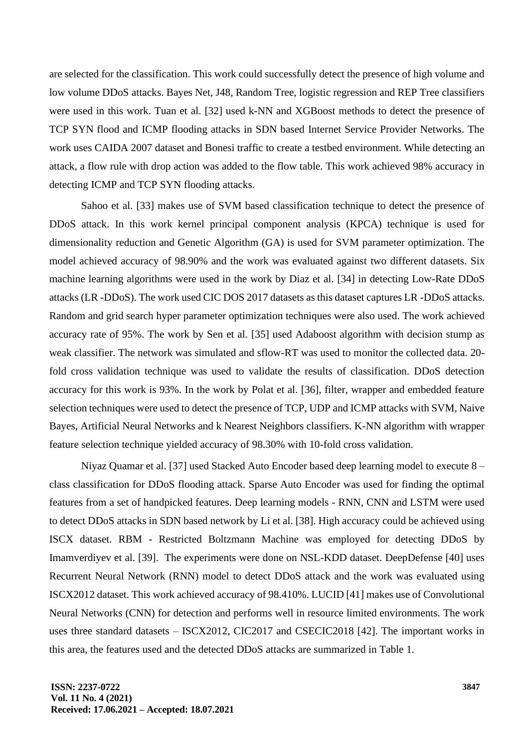are selected for the classification. This work could successfully detect the presence of high volume and low volume DDoS attacks. Bayes Net, J48, Random Tree, logistic regression and REP Tree classifiers were used in this work. Tuan et al. [32] used k-NN and XGBoost methods to detect the presence of TCP SYN flood and ICMP flooding attacks in SDN based Internet Service Provider Networks. The work uses CAIDA 2007 dataset and Bonesi traffic to create a testbed environment. While detecting an attack, a flow rule with drop action was added to the flow table. This work achieved 98% accuracy in detecting ICMP and TCP SYN flooding attacks.

Sahoo et al. [33] makes use of SVM based classification technique to detect the presence of DDoS attack. In this work kernel principal component analysis (KPCA) technique is used for dimensionality reduction and Genetic Algorithm (GA) is used for SVM parameter optimization. The model achieved accuracy of 98.90% and the work was evaluated against two different datasets. Six machine learning algorithms were used in the work by Diaz et al. [34] in detecting Low-Rate DDoS attacks (LR -DDoS). The work used CIC DOS 2017 datasets as this dataset captures LR -DDoS attacks. Random and grid search hyper parameter optimization techniques were also used. The work achieved accuracy rate of 95%. The work by Sen et al. [35] used Adaboost algorithm with decision stump as weak classifier. The network was simulated and sflow-RT was used to monitor the collected data. 20-fold cross validation technique was used to validate the results of classification. DDoS detection accuracy for this work is 93%. In the work by Polat et al. [36], filter, wrapper and embedded feature selection techniques were used to detect the presence of TCP, UDP and ICMP attacks with SVM, Naive Bayes, Artificial Neural Networks and k Nearest Neighbors classifiers. K-NN algorithm with wrapper feature selection technique yielded accuracy of 98.30% with 10-fold cross validation.

Niyaz Quamar et al. [37] used Stacked Auto Encoder based deep learning model to execute 8 – class classification for DDoS flooding attack. Sparse Auto Encoder was used for finding the optimal features from a set of handpicked features. Deep learning models - RNN, CNN and LSTM were used to detect DDoS attacks in SDN based network by Li et al. [38]. High accuracy could be achieved using ISCX dataset. RBM - Restricted Boltzmann Machine was employed for detecting DDoS by Imamverdiyev et al. [39]. The experiments were done on NSL-KDD dataset. DeepDefense [40] uses Recurrent Neural Network (RNN) model to detect DDoS attack and the work was evaluated using ISCX2012 dataset. This work achieved accuracy of 98.410%. LUCID [41] makes use of Convolutional Neural Networks (CNN) for detection and performs well in resource limited environments. The work uses three standard datasets – ISCX2012, CIC2017 and CSECIC2018 [42]. The important works in this area, the features used and the detected DDoS attacks are summarized in Table 1.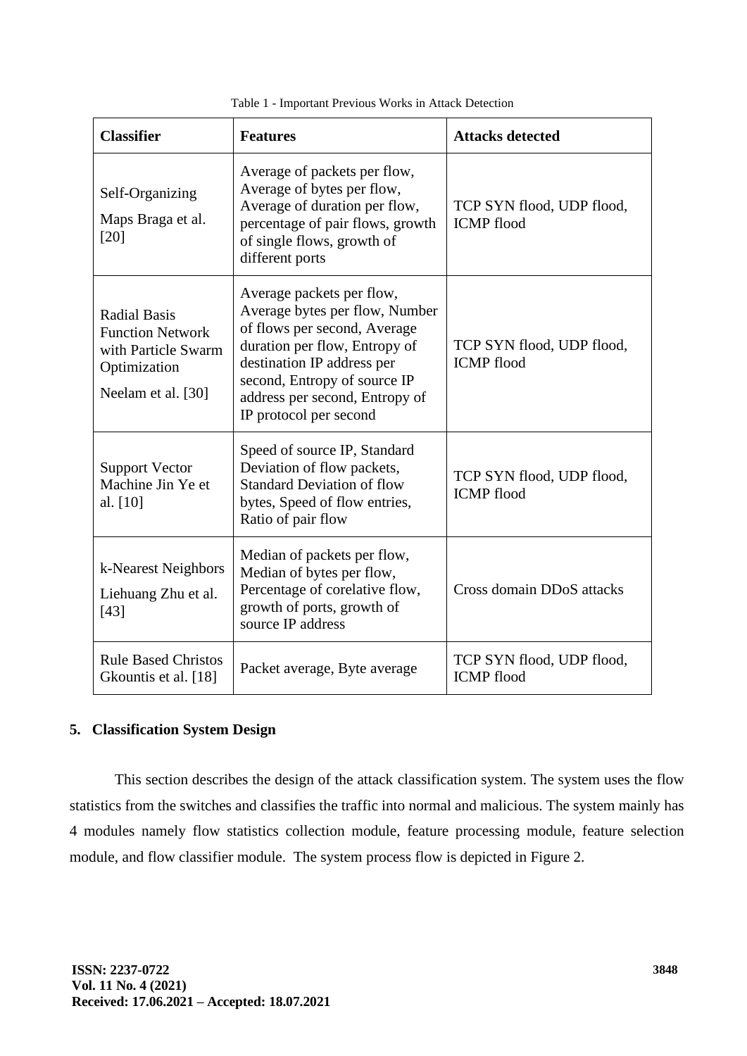Table 1 - Important Previous Works in Attack Detection

| Classifier | Features | Attacks detected |
|---|---|---|
| Self-Organizing Maps Braga et al. [20] | Average of packets per flow, Average of bytes per flow, Average of duration per flow, percentage of pair flows, growth of single flows, growth of different ports | TCP SYN flood, UDP flood, ICMP flood |
| Radial Basis Function Network with Particle Swarm Optimization Neelam et al. [30] | Average packets per flow, Average bytes per flow, Number of flows per second, Average duration per flow, Entropy of destination IP address per second, Entropy of source IP address per second, Entropy of IP protocol per second | TCP SYN flood, UDP flood, ICMP flood |
| Support Vector Machine Jin Ye et al. [10] | Speed of source IP, Standard Deviation of flow packets, Standard Deviation of flow bytes, Speed of flow entries, Ratio of pair flow | TCP SYN flood, UDP flood, ICMP flood |
| k-Nearest Neighbors Liehuang Zhu et al. [43] | Median of packets per flow, Median of bytes per flow, Percentage of corelative flow, growth of ports, growth of source IP address | Cross domain DDoS attacks |
| Rule Based Christos Gkountis et al. [18] | Packet average, Byte average | TCP SYN flood, UDP flood, ICMP flood |

## 5. Classification System Design

This section describes the design of the attack classification system. The system uses the flow statistics from the switches and classifies the traffic into normal and malicious. The system mainly has 4 modules namely flow statistics collection module, feature processing module, feature selection module, and flow classifier module. The system process flow is depicted in Figure 2.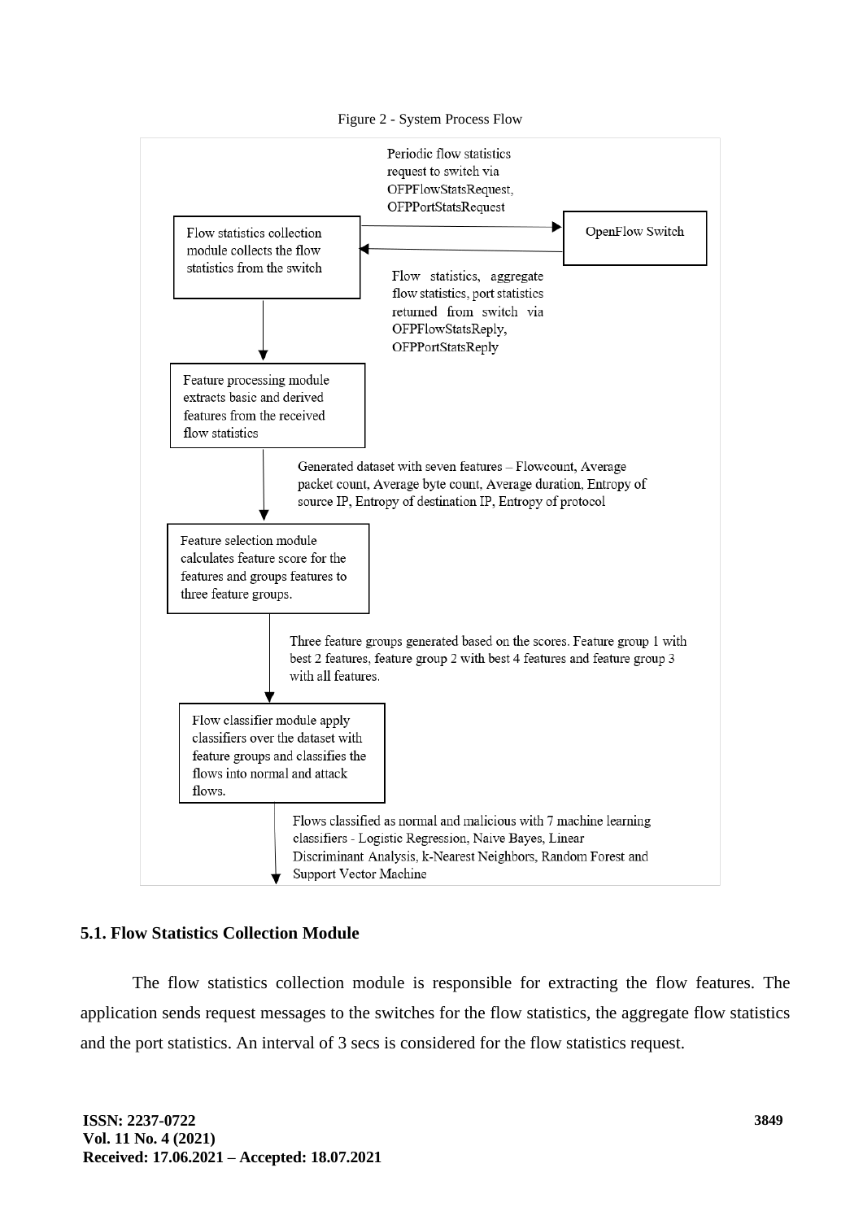Figure 2 - System Process Flow

Periodic flow statistics request to switch via OFPFlowStatsRequest, OFPPortStatsRequest

Flow statistics collection module collects the flow statistics from the switch

OpenFlow Switch

Flow statistics, aggregate flow statistics, port statistics returned from switch via OFPFlowStatsReply, OFPPortStatsReply

Feature processing module extracts basic and derived features from the received flow statistics

Generated dataset with seven features – Flowcount, Average packet count, Average byte count, Average duration, Entropy of source IP, Entropy of destination IP, Entropy of protocol

Feature selection module calculates feature score for the features and groups features to three feature groups.

Three feature groups generated based on the scores. Feature group 1 with best 2 features, feature group 2 with best 4 features and feature group 3 with all features.

Flow classifier module apply classifiers over the dataset with feature groups and classifies the flows into normal and attack flows.

Flows classified as normal and malicious with 7 machine learning classifiers - Logistic Regression, Naive Bayes, Linear Discriminant Analysis, k-Nearest Neighbors, Random Forest and Support Vector Machine

### 5.1. Flow Statistics Collection Module

The flow statistics collection module is responsible for extracting the flow features. The application sends request messages to the switches for the flow statistics, the aggregate flow statistics and the port statistics. An interval of 3 secs is considered for the flow statistics request.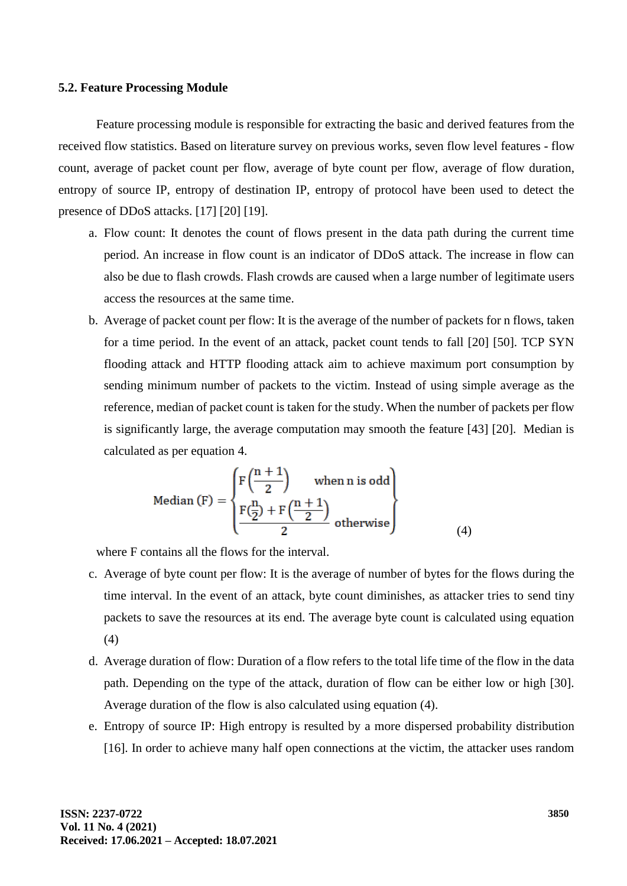### 5.2. Feature Processing Module

Feature processing module is responsible for extracting the basic and derived features from the received flow statistics. Based on literature survey on previous works, seven flow level features - flow count, average of packet count per flow, average of byte count per flow, average of flow duration, entropy of source IP, entropy of destination IP, entropy of protocol have been used to detect the presence of DDoS attacks. [17] [20] [19].

a. Flow count: It denotes the count of flows present in the data path during the current time period. An increase in flow count is an indicator of DDoS attack. The increase in flow can also be due to flash crowds. Flash crowds are caused when a large number of legitimate users access the resources at the same time.

b. Average of packet count per flow: It is the average of the number of packets for n flows, taken for a time period. In the event of an attack, packet count tends to fall [20] [50]. TCP SYN flooding attack and HTTP flooding attack aim to achieve maximum port consumption by sending minimum number of packets to the victim. Instead of using simple average as the reference, median of packet count is taken for the study. When the number of packets per flow is significantly large, the average computation may smooth the feature [43] [20]. Median is calculated as per equation 4.

$$\text{Median (F)} = \begin{cases} F\left(\dfrac{n+1}{2}\right) & \text{when n is odd} \\ \dfrac{F\left(\frac{n}{2}\right) + F\left(\frac{n+1}{2}\right)}{2} & \text{otherwise} \end{cases} \tag{4}$$

where F contains all the flows for the interval.

c. Average of byte count per flow: It is the average of number of bytes for the flows during the time interval. In the event of an attack, byte count diminishes, as attacker tries to send tiny packets to save the resources at its end. The average byte count is calculated using equation (4)

d. Average duration of flow: Duration of a flow refers to the total life time of the flow in the data path. Depending on the type of the attack, duration of flow can be either low or high [30]. Average duration of the flow is also calculated using equation (4).

e. Entropy of source IP: High entropy is resulted by a more dispersed probability distribution [16]. In order to achieve many half open connections at the victim, the attacker uses random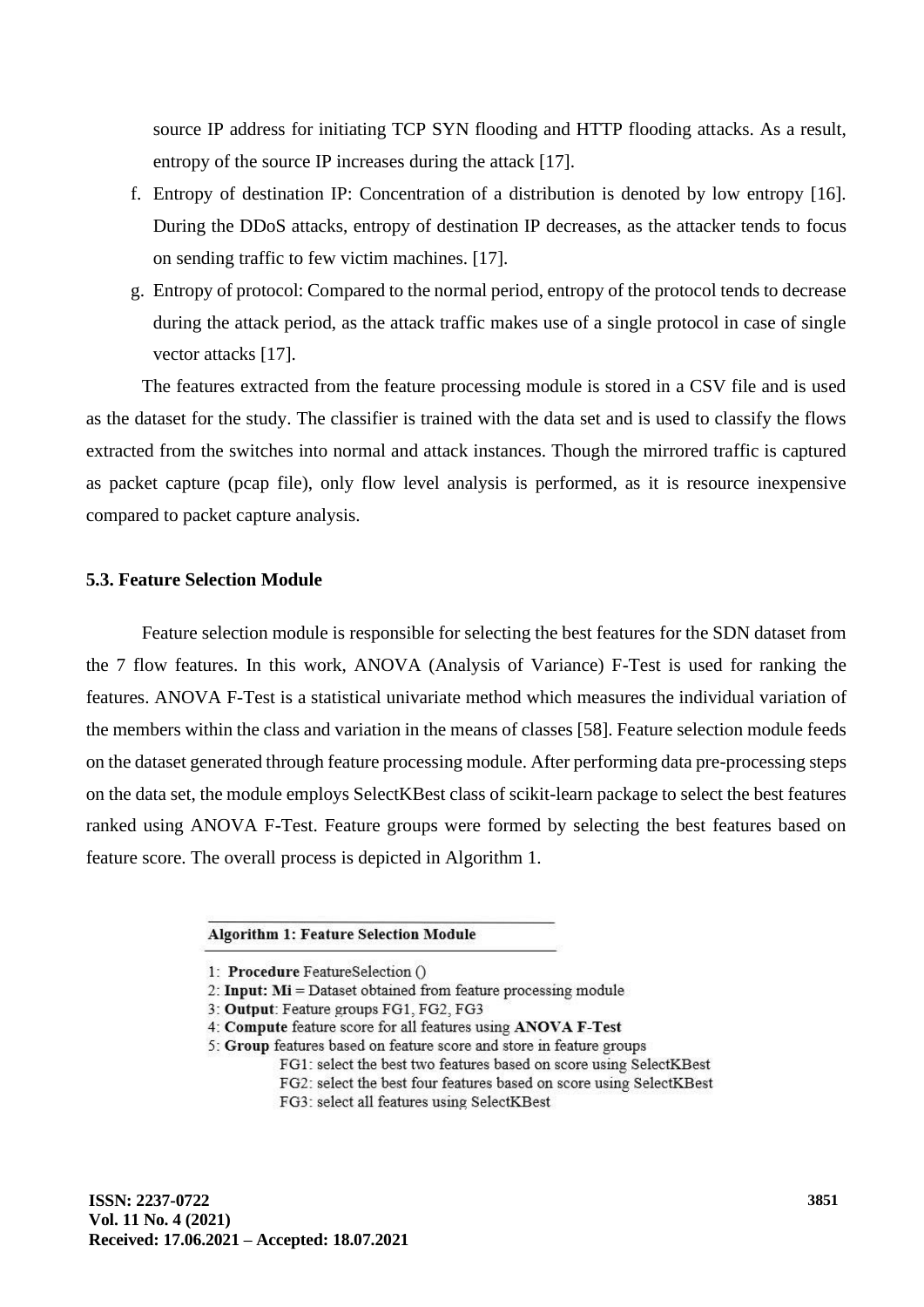source IP address for initiating TCP SYN flooding and HTTP flooding attacks. As a result, entropy of the source IP increases during the attack [17].

f. Entropy of destination IP: Concentration of a distribution is denoted by low entropy [16]. During the DDoS attacks, entropy of destination IP decreases, as the attacker tends to focus on sending traffic to few victim machines. [17].

g. Entropy of protocol: Compared to the normal period, entropy of the protocol tends to decrease during the attack period, as the attack traffic makes use of a single protocol in case of single vector attacks [17].

The features extracted from the feature processing module is stored in a CSV file and is used as the dataset for the study. The classifier is trained with the data set and is used to classify the flows extracted from the switches into normal and attack instances. Though the mirrored traffic is captured as packet capture (pcap file), only flow level analysis is performed, as it is resource inexpensive compared to packet capture analysis.

### 5.3. Feature Selection Module

Feature selection module is responsible for selecting the best features for the SDN dataset from the 7 flow features. In this work, ANOVA (Analysis of Variance) F-Test is used for ranking the features. ANOVA F-Test is a statistical univariate method which measures the individual variation of the members within the class and variation in the means of classes [58]. Feature selection module feeds on the dataset generated through feature processing module. After performing data pre-processing steps on the data set, the module employs SelectKBest class of scikit-learn package to select the best features ranked using ANOVA F-Test. Feature groups were formed by selecting the best features based on feature score. The overall process is depicted in Algorithm 1.

**Algorithm 1: Feature Selection Module**

1: **Procedure** FeatureSelection ()
2: **Input: Mi** = Dataset obtained from feature processing module
3: **Output**: Feature groups FG1, FG2, FG3
4: **Compute** feature score for all features using **ANOVA F-Test**
5: **Group** features based on feature score and store in feature groups
    FG1: select the best two features based on score using SelectKBest
    FG2: select the best four features based on score using SelectKBest
    FG3: select all features using SelectKBest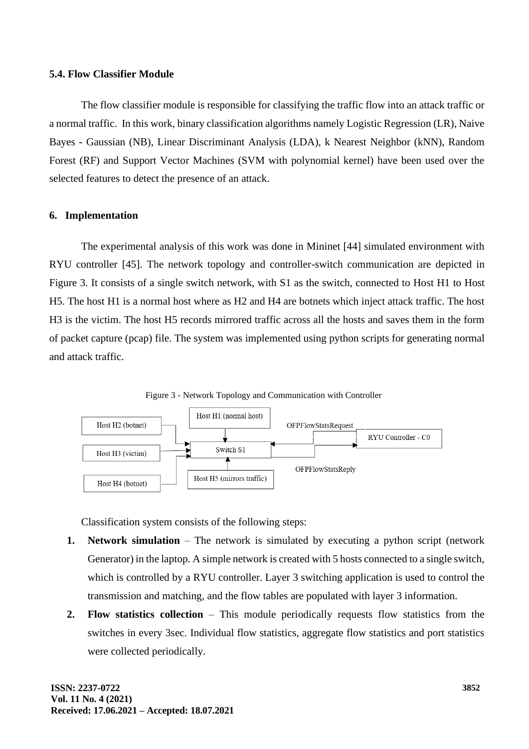### 5.4. Flow Classifier Module

The flow classifier module is responsible for classifying the traffic flow into an attack traffic or a normal traffic. In this work, binary classification algorithms namely Logistic Regression (LR), Naive Bayes - Gaussian (NB), Linear Discriminant Analysis (LDA), k Nearest Neighbor (kNN), Random Forest (RF) and Support Vector Machines (SVM with polynomial kernel) have been used over the selected features to detect the presence of an attack.

## 6. Implementation

The experimental analysis of this work was done in Mininet [44] simulated environment with RYU controller [45]. The network topology and controller-switch communication are depicted in Figure 3. It consists of a single switch network, with S1 as the switch, connected to Host H1 to Host H5. The host H1 is a normal host where as H2 and H4 are botnets which inject attack traffic. The host H3 is the victim. The host H5 records mirrored traffic across all the hosts and saves them in the form of packet capture (pcap) file. The system was implemented using python scripts for generating normal and attack traffic.

Figure 3 - Network Topology and Communication with Controller

Classification system consists of the following steps:

1. **Network simulation** – The network is simulated by executing a python script (network Generator) in the laptop. A simple network is created with 5 hosts connected to a single switch, which is controlled by a RYU controller. Layer 3 switching application is used to control the transmission and matching, and the flow tables are populated with layer 3 information.
2. **Flow statistics collection** – This module periodically requests flow statistics from the switches in every 3sec. Individual flow statistics, aggregate flow statistics and port statistics were collected periodically.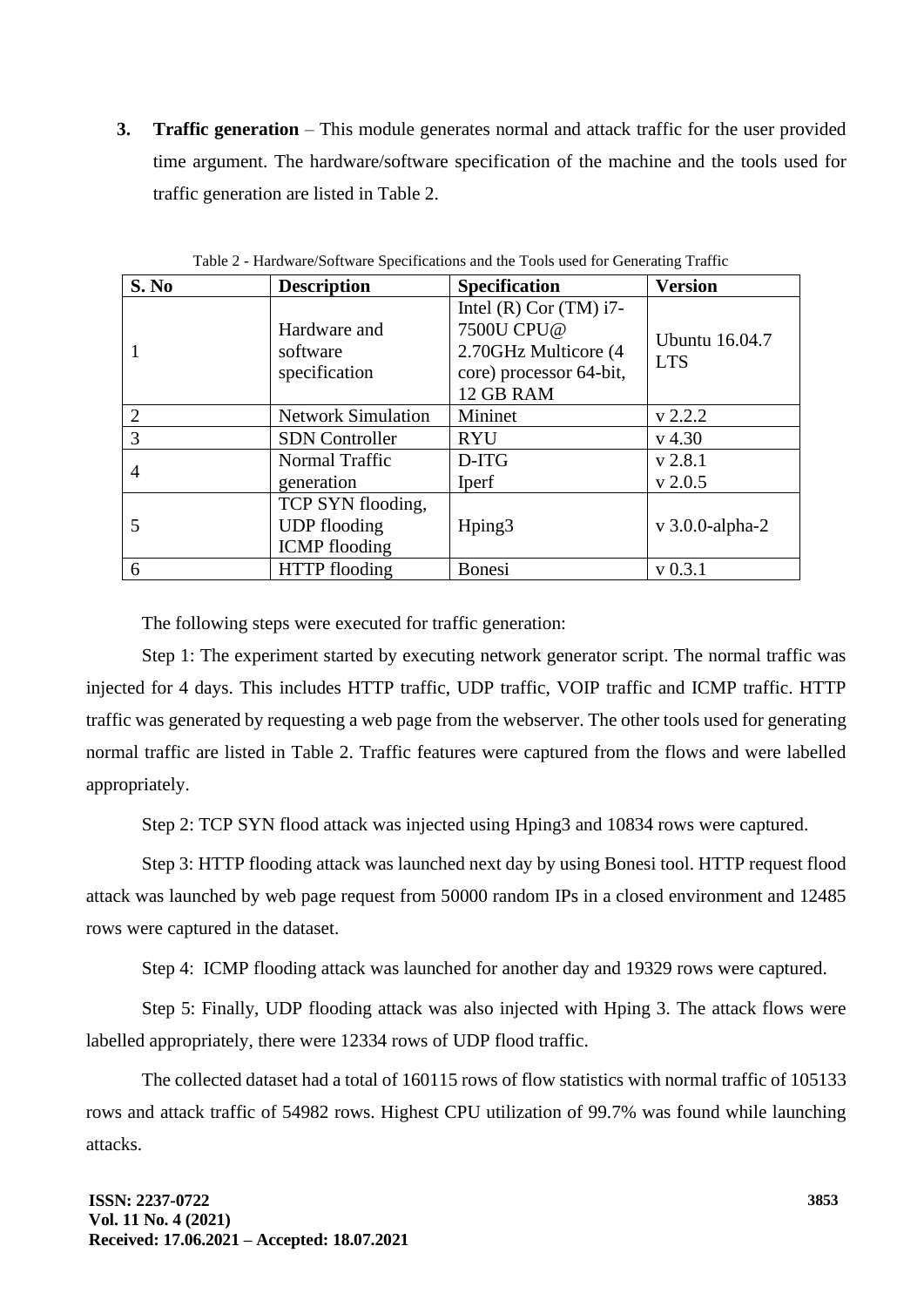3. **Traffic generation** – This module generates normal and attack traffic for the user provided time argument. The hardware/software specification of the machine and the tools used for traffic generation are listed in Table 2.

Table 2 - Hardware/Software Specifications and the Tools used for Generating Traffic

| S. No | Description | Specification | Version |
|---|---|---|---|
| 1 | Hardware and software specification | Intel (R) Cor (TM) i7-7500U CPU@ 2.70GHz Multicore (4 core) processor 64-bit, 12 GB RAM | Ubuntu 16.04.7 LTS |
| 2 | Network Simulation | Mininet | v 2.2.2 |
| 3 | SDN Controller | RYU | v 4.30 |
| 4 | Normal Traffic generation | D-ITG<br>Iperf | v 2.8.1<br>v 2.0.5 |
| 5 | TCP SYN flooding, UDP flooding ICMP flooding | Hping3 | v 3.0.0-alpha-2 |
| 6 | HTTP flooding | Bonesi | v 0.3.1 |

The following steps were executed for traffic generation:

Step 1: The experiment started by executing network generator script. The normal traffic was injected for 4 days. This includes HTTP traffic, UDP traffic, VOIP traffic and ICMP traffic. HTTP traffic was generated by requesting a web page from the webserver. The other tools used for generating normal traffic are listed in Table 2. Traffic features were captured from the flows and were labelled appropriately.

Step 2: TCP SYN flood attack was injected using Hping3 and 10834 rows were captured.

Step 3: HTTP flooding attack was launched next day by using Bonesi tool. HTTP request flood attack was launched by web page request from 50000 random IPs in a closed environment and 12485 rows were captured in the dataset.

Step 4: ICMP flooding attack was launched for another day and 19329 rows were captured.

Step 5: Finally, UDP flooding attack was also injected with Hping 3. The attack flows were labelled appropriately, there were 12334 rows of UDP flood traffic.

The collected dataset had a total of 160115 rows of flow statistics with normal traffic of 105133 rows and attack traffic of 54982 rows. Highest CPU utilization of 99.7% was found while launching attacks.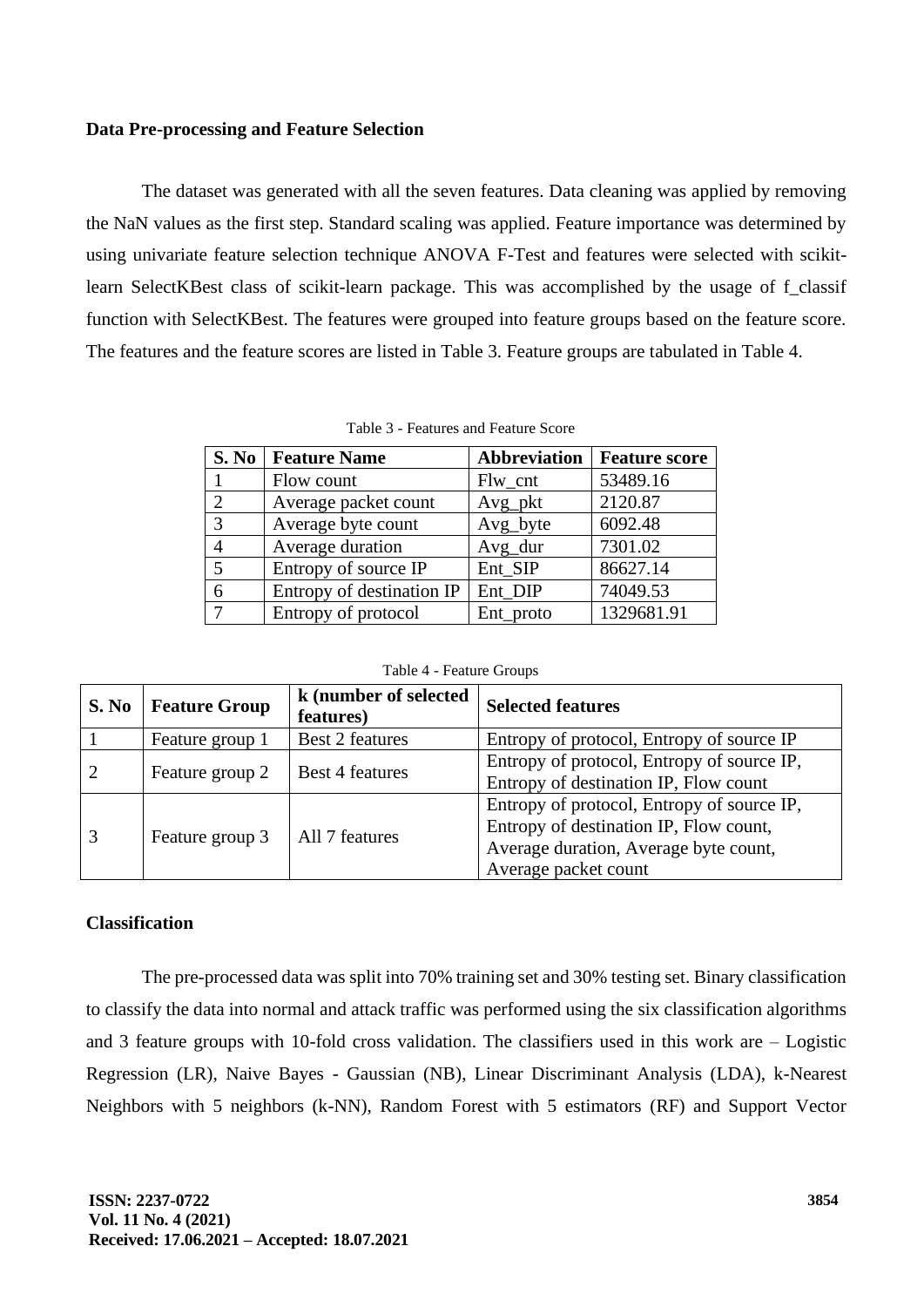## Data Pre-processing and Feature Selection

The dataset was generated with all the seven features. Data cleaning was applied by removing the NaN values as the first step. Standard scaling was applied. Feature importance was determined by using univariate feature selection technique ANOVA F-Test and features were selected with scikit-learn SelectKBest class of scikit-learn package. This was accomplished by the usage of f_classif function with SelectKBest. The features were grouped into feature groups based on the feature score. The features and the feature scores are listed in Table 3. Feature groups are tabulated in Table 4.

Table 3 - Features and Feature Score

| S. No | Feature Name | Abbreviation | Feature score |
|---|---|---|---|
| 1 | Flow count | Flw_cnt | 53489.16 |
| 2 | Average packet count | Avg_pkt | 2120.87 |
| 3 | Average byte count | Avg_byte | 6092.48 |
| 4 | Average duration | Avg_dur | 7301.02 |
| 5 | Entropy of source IP | Ent_SIP | 86627.14 |
| 6 | Entropy of destination IP | Ent_DIP | 74049.53 |
| 7 | Entropy of protocol | Ent_proto | 1329681.91 |

Table 4 - Feature Groups

| S. No | Feature Group | k (number of selected features) | Selected features |
|---|---|---|---|
| 1 | Feature group 1 | Best 2 features | Entropy of protocol, Entropy of source IP |
| 2 | Feature group 2 | Best 4 features | Entropy of protocol, Entropy of source IP, Entropy of destination IP, Flow count |
| 3 | Feature group 3 | All 7 features | Entropy of protocol, Entropy of source IP, Entropy of destination IP, Flow count, Average duration, Average byte count, Average packet count |

## Classification

The pre-processed data was split into 70% training set and 30% testing set. Binary classification to classify the data into normal and attack traffic was performed using the six classification algorithms and 3 feature groups with 10-fold cross validation. The classifiers used in this work are – Logistic Regression (LR), Naive Bayes - Gaussian (NB), Linear Discriminant Analysis (LDA), k-Nearest Neighbors with 5 neighbors (k-NN), Random Forest with 5 estimators (RF) and Support Vector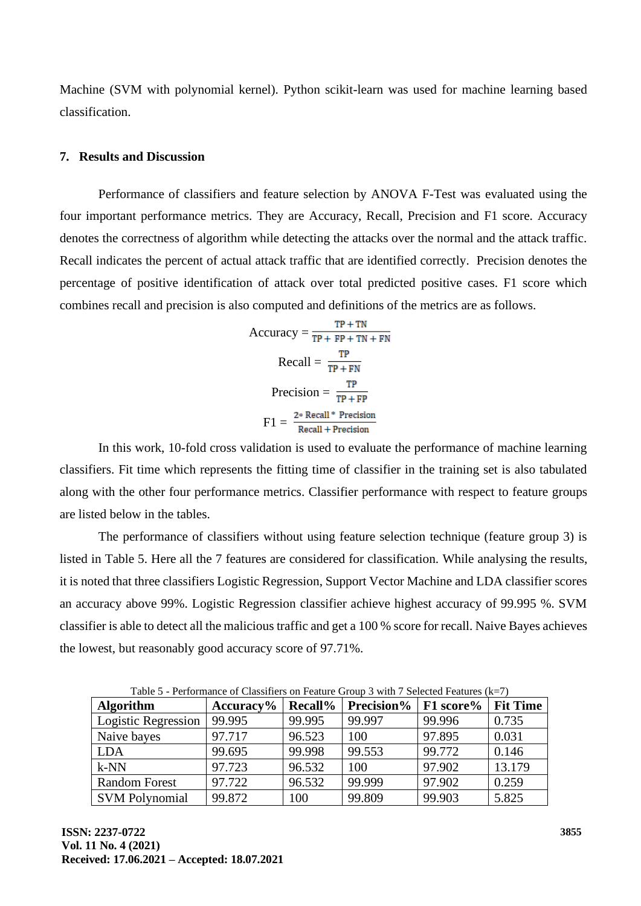Machine (SVM with polynomial kernel). Python scikit-learn was used for machine learning based classification.

## 7. Results and Discussion

Performance of classifiers and feature selection by ANOVA F-Test was evaluated using the four important performance metrics. They are Accuracy, Recall, Precision and F1 score. Accuracy denotes the correctness of algorithm while detecting the attacks over the normal and the attack traffic. Recall indicates the percent of actual attack traffic that are identified correctly. Precision denotes the percentage of positive identification of attack over total predicted positive cases. F1 score which combines recall and precision is also computed and definitions of the metrics are as follows.

$$\text{Accuracy} = \frac{TP + TN}{TP + FP + TN + FN}$$

$$\text{Recall} = \frac{TP}{TP + FN}$$

$$\text{Precision} = \frac{TP}{TP + FP}$$

$$F1 = \frac{2 * \text{Recall} * \text{Precision}}{\text{Recall} + \text{Precision}}$$

In this work, 10-fold cross validation is used to evaluate the performance of machine learning classifiers. Fit time which represents the fitting time of classifier in the training set is also tabulated along with the other four performance metrics. Classifier performance with respect to feature groups are listed below in the tables.

The performance of classifiers without using feature selection technique (feature group 3) is listed in Table 5. Here all the 7 features are considered for classification. While analysing the results, it is noted that three classifiers Logistic Regression, Support Vector Machine and LDA classifier scores an accuracy above 99%. Logistic Regression classifier achieve highest accuracy of 99.995 %. SVM classifier is able to detect all the malicious traffic and get a 100 % score for recall. Naive Bayes achieves the lowest, but reasonably good accuracy score of 97.71%.

Table 5 - Performance of Classifiers on Feature Group 3 with 7 Selected Features (k=7)

| Algorithm | Accuracy% | Recall% | Precision% | F1 score% | Fit Time |
|---|---|---|---|---|---|
| Logistic Regression | 99.995 | 99.995 | 99.997 | 99.996 | 0.735 |
| Naive bayes | 97.717 | 96.523 | 100 | 97.895 | 0.031 |
| LDA | 99.695 | 99.998 | 99.553 | 99.772 | 0.146 |
| k-NN | 97.723 | 96.532 | 100 | 97.902 | 13.179 |
| Random Forest | 97.722 | 96.532 | 99.999 | 97.902 | 0.259 |
| SVM Polynomial | 99.872 | 100 | 99.809 | 99.903 | 5.825 |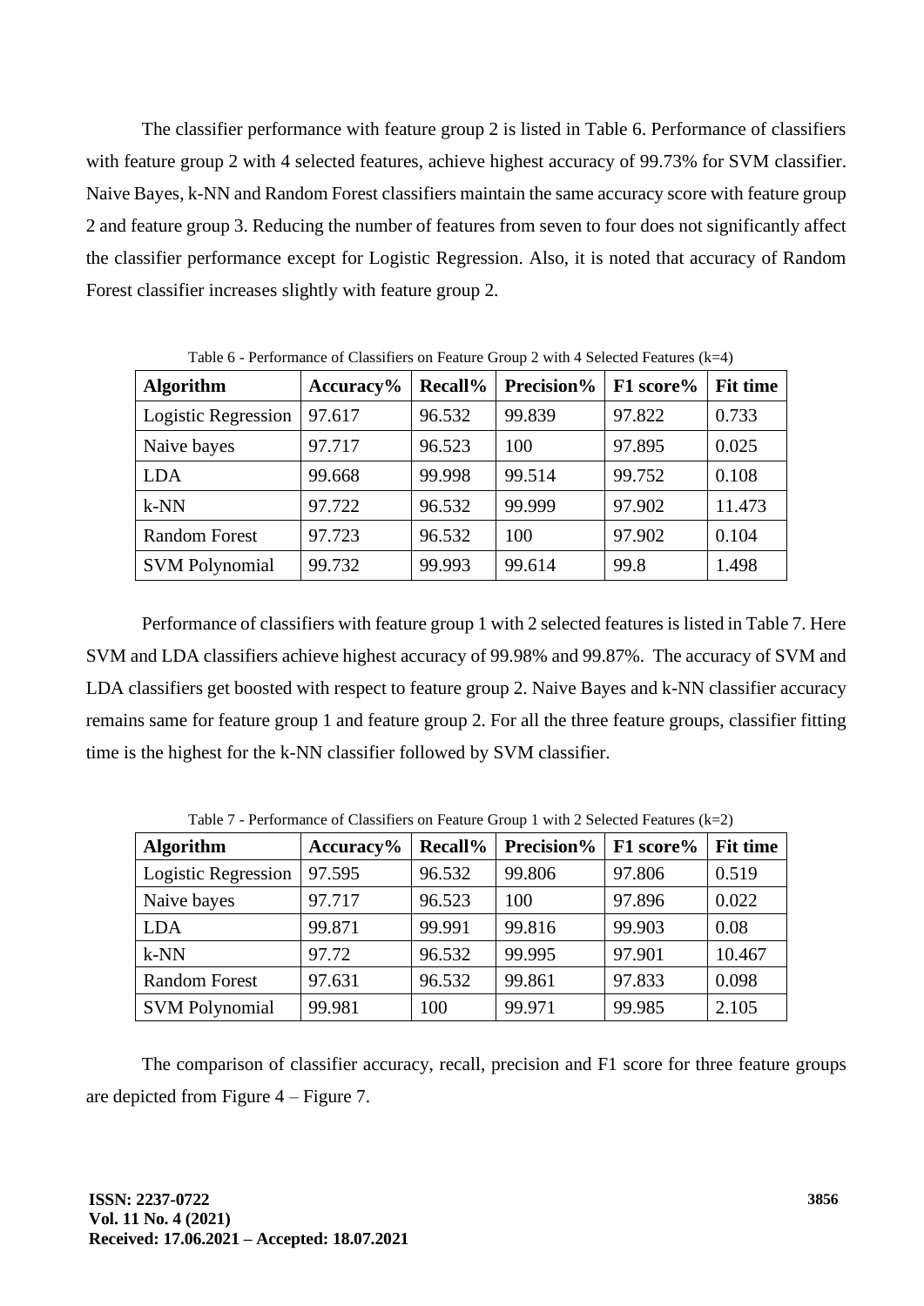The classifier performance with feature group 2 is listed in Table 6. Performance of classifiers with feature group 2 with 4 selected features, achieve highest accuracy of 99.73% for SVM classifier. Naive Bayes, k-NN and Random Forest classifiers maintain the same accuracy score with feature group 2 and feature group 3. Reducing the number of features from seven to four does not significantly affect the classifier performance except for Logistic Regression. Also, it is noted that accuracy of Random Forest classifier increases slightly with feature group 2.

Table 6 - Performance of Classifiers on Feature Group 2 with 4 Selected Features (k=4)

| Algorithm | Accuracy% | Recall% | Precision% | F1 score% | Fit time |
|---|---|---|---|---|---|
| Logistic Regression | 97.617 | 96.532 | 99.839 | 97.822 | 0.733 |
| Naive bayes | 97.717 | 96.523 | 100 | 97.895 | 0.025 |
| LDA | 99.668 | 99.998 | 99.514 | 99.752 | 0.108 |
| k-NN | 97.722 | 96.532 | 99.999 | 97.902 | 11.473 |
| Random Forest | 97.723 | 96.532 | 100 | 97.902 | 0.104 |
| SVM Polynomial | 99.732 | 99.993 | 99.614 | 99.8 | 1.498 |

Performance of classifiers with feature group 1 with 2 selected features is listed in Table 7. Here SVM and LDA classifiers achieve highest accuracy of 99.98% and 99.87%. The accuracy of SVM and LDA classifiers get boosted with respect to feature group 2. Naive Bayes and k-NN classifier accuracy remains same for feature group 1 and feature group 2. For all the three feature groups, classifier fitting time is the highest for the k-NN classifier followed by SVM classifier.

Table 7 - Performance of Classifiers on Feature Group 1 with 2 Selected Features (k=2)

| Algorithm | Accuracy% | Recall% | Precision% | F1 score% | Fit time |
|---|---|---|---|---|---|
| Logistic Regression | 97.595 | 96.532 | 99.806 | 97.806 | 0.519 |
| Naive bayes | 97.717 | 96.523 | 100 | 97.896 | 0.022 |
| LDA | 99.871 | 99.991 | 99.816 | 99.903 | 0.08 |
| k-NN | 97.72 | 96.532 | 99.995 | 97.901 | 10.467 |
| Random Forest | 97.631 | 96.532 | 99.861 | 97.833 | 0.098 |
| SVM Polynomial | 99.981 | 100 | 99.971 | 99.985 | 2.105 |

The comparison of classifier accuracy, recall, precision and F1 score for three feature groups are depicted from Figure 4 – Figure 7.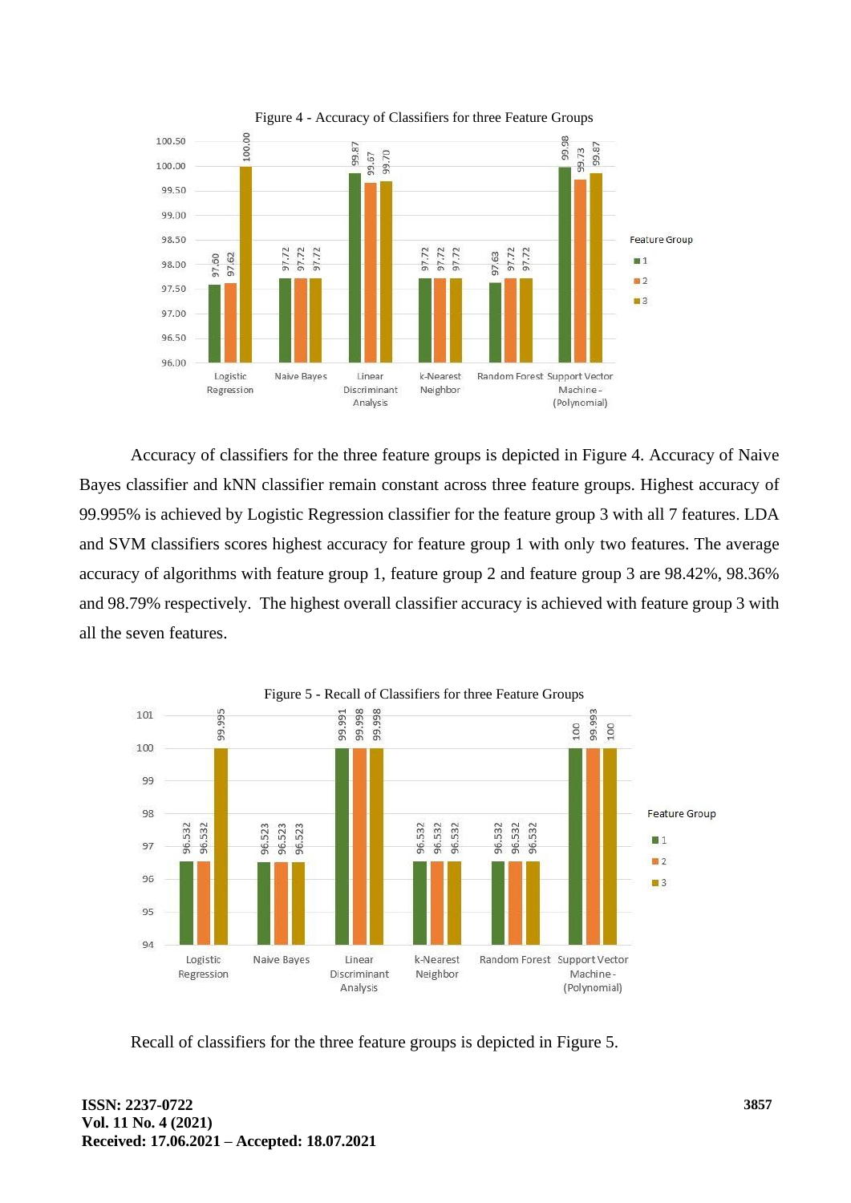Figure 4 - Accuracy of Classifiers for three Feature Groups

Accuracy of classifiers for the three feature groups is depicted in Figure 4. Accuracy of Naive Bayes classifier and kNN classifier remain constant across three feature groups. Highest accuracy of 99.995% is achieved by Logistic Regression classifier for the feature group 3 with all 7 features. LDA and SVM classifiers scores highest accuracy for feature group 1 with only two features. The average accuracy of algorithms with feature group 1, feature group 2 and feature group 3 are 98.42%, 98.36% and 98.79% respectively. The highest overall classifier accuracy is achieved with feature group 3 with all the seven features.

Figure 5 - Recall of Classifiers for three Feature Groups

Recall of classifiers for the three feature groups is depicted in Figure 5.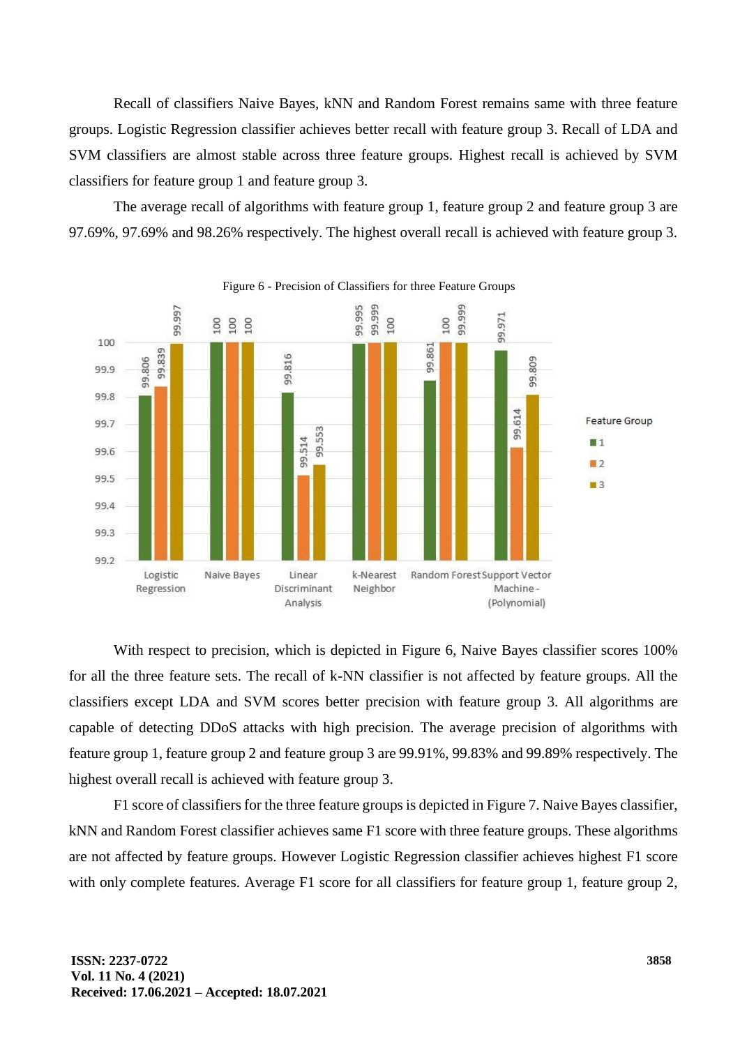Recall of classifiers Naive Bayes, kNN and Random Forest remains same with three feature groups. Logistic Regression classifier achieves better recall with feature group 3. Recall of LDA and SVM classifiers are almost stable across three feature groups. Highest recall is achieved by SVM classifiers for feature group 1 and feature group 3.

The average recall of algorithms with feature group 1, feature group 2 and feature group 3 are 97.69%, 97.69% and 98.26% respectively. The highest overall recall is achieved with feature group 3.

Figure 6 - Precision of Classifiers for three Feature Groups

With respect to precision, which is depicted in Figure 6, Naive Bayes classifier scores 100% for all the three feature sets. The recall of k-NN classifier is not affected by feature groups. All the classifiers except LDA and SVM scores better precision with feature group 3. All algorithms are capable of detecting DDoS attacks with high precision. The average precision of algorithms with feature group 1, feature group 2 and feature group 3 are 99.91%, 99.83% and 99.89% respectively. The highest overall recall is achieved with feature group 3.

F1 score of classifiers for the three feature groups is depicted in Figure 7. Naive Bayes classifier, kNN and Random Forest classifier achieves same F1 score with three feature groups. These algorithms are not affected by feature groups. However Logistic Regression classifier achieves highest F1 score with only complete features. Average F1 score for all classifiers for feature group 1, feature group 2,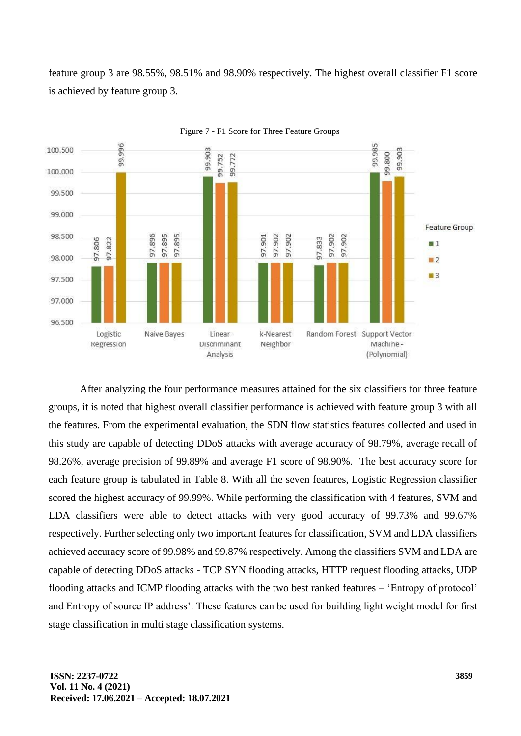feature group 3 are 98.55%, 98.51% and 98.90% respectively. The highest overall classifier F1 score is achieved by feature group 3.

Figure 7 - F1 Score for Three Feature Groups

After analyzing the four performance measures attained for the six classifiers for three feature groups, it is noted that highest overall classifier performance is achieved with feature group 3 with all the features. From the experimental evaluation, the SDN flow statistics features collected and used in this study are capable of detecting DDoS attacks with average accuracy of 98.79%, average recall of 98.26%, average precision of 99.89% and average F1 score of 98.90%. The best accuracy score for each feature group is tabulated in Table 8. With all the seven features, Logistic Regression classifier scored the highest accuracy of 99.99%. While performing the classification with 4 features, SVM and LDA classifiers were able to detect attacks with very good accuracy of 99.73% and 99.67% respectively. Further selecting only two important features for classification, SVM and LDA classifiers achieved accuracy score of 99.98% and 99.87% respectively. Among the classifiers SVM and LDA are capable of detecting DDoS attacks - TCP SYN flooding attacks, HTTP request flooding attacks, UDP flooding attacks and ICMP flooding attacks with the two best ranked features – 'Entropy of protocol' and Entropy of source IP address'. These features can be used for building light weight model for first stage classification in multi stage classification systems.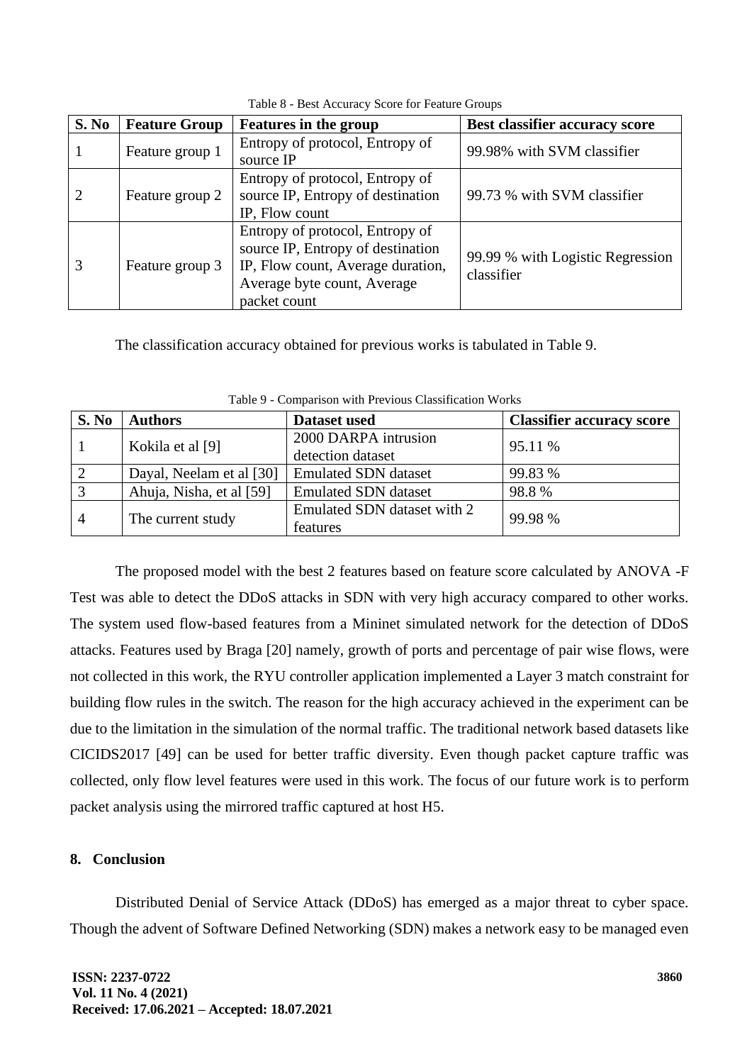Table 8 - Best Accuracy Score for Feature Groups

| S. No | Feature Group | Features in the group | Best classifier accuracy score |
|---|---|---|---|
| 1 | Feature group 1 | Entropy of protocol, Entropy of source IP | 99.98% with SVM classifier |
| 2 | Feature group 2 | Entropy of protocol, Entropy of source IP, Entropy of destination IP, Flow count | 99.73 % with SVM classifier |
| 3 | Feature group 3 | Entropy of protocol, Entropy of source IP, Entropy of destination IP, Flow count, Average duration, Average byte count, Average packet count | 99.99 % with Logistic Regression classifier |

The classification accuracy obtained for previous works is tabulated in Table 9.

Table 9 - Comparison with Previous Classification Works

| S. No | Authors | Dataset used | Classifier accuracy score |
|---|---|---|---|
| 1 | Kokila et al [9] | 2000 DARPA intrusion detection dataset | 95.11 % |
| 2 | Dayal, Neelam et al [30] | Emulated SDN dataset | 99.83 % |
| 3 | Ahuja, Nisha, et al [59] | Emulated SDN dataset | 98.8 % |
| 4 | The current study | Emulated SDN dataset with 2 features | 99.98 % |

The proposed model with the best 2 features based on feature score calculated by ANOVA -F Test was able to detect the DDoS attacks in SDN with very high accuracy compared to other works. The system used flow-based features from a Mininet simulated network for the detection of DDoS attacks. Features used by Braga [20] namely, growth of ports and percentage of pair wise flows, were not collected in this work, the RYU controller application implemented a Layer 3 match constraint for building flow rules in the switch. The reason for the high accuracy achieved in the experiment can be due to the limitation in the simulation of the normal traffic. The traditional network based datasets like CICIDS2017 [49] can be used for better traffic diversity. Even though packet capture traffic was collected, only flow level features were used in this work. The focus of our future work is to perform packet analysis using the mirrored traffic captured at host H5.

## 8. Conclusion

Distributed Denial of Service Attack (DDoS) has emerged as a major threat to cyber space. Though the advent of Software Defined Networking (SDN) makes a network easy to be managed even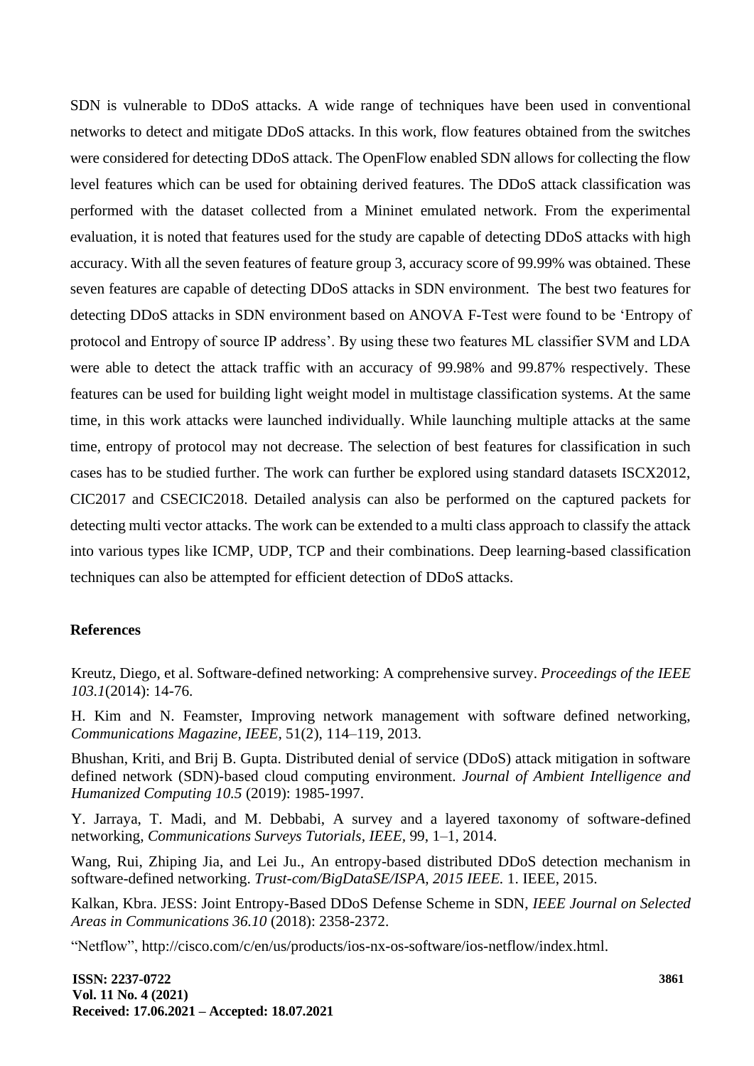SDN is vulnerable to DDoS attacks. A wide range of techniques have been used in conventional networks to detect and mitigate DDoS attacks. In this work, flow features obtained from the switches were considered for detecting DDoS attack. The OpenFlow enabled SDN allows for collecting the flow level features which can be used for obtaining derived features. The DDoS attack classification was performed with the dataset collected from a Mininet emulated network. From the experimental evaluation, it is noted that features used for the study are capable of detecting DDoS attacks with high accuracy. With all the seven features of feature group 3, accuracy score of 99.99% was obtained. These seven features are capable of detecting DDoS attacks in SDN environment. The best two features for detecting DDoS attacks in SDN environment based on ANOVA F-Test were found to be 'Entropy of protocol and Entropy of source IP address'. By using these two features ML classifier SVM and LDA were able to detect the attack traffic with an accuracy of 99.98% and 99.87% respectively. These features can be used for building light weight model in multistage classification systems. At the same time, in this work attacks were launched individually. While launching multiple attacks at the same time, entropy of protocol may not decrease. The selection of best features for classification in such cases has to be studied further. The work can further be explored using standard datasets ISCX2012, CIC2017 and CSECIC2018. Detailed analysis can also be performed on the captured packets for detecting multi vector attacks. The work can be extended to a multi class approach to classify the attack into various types like ICMP, UDP, TCP and their combinations. Deep learning-based classification techniques can also be attempted for efficient detection of DDoS attacks.

## References

Kreutz, Diego, et al. Software-defined networking: A comprehensive survey. *Proceedings of the IEEE 103.1*(2014): 14-76.

H. Kim and N. Feamster, Improving network management with software defined networking, *Communications Magazine, IEEE*, 51(2), 114–119, 2013.

Bhushan, Kriti, and Brij B. Gupta. Distributed denial of service (DDoS) attack mitigation in software defined network (SDN)-based cloud computing environment. *Journal of Ambient Intelligence and Humanized Computing 10.5* (2019): 1985-1997.

Y. Jarraya, T. Madi, and M. Debbabi, A survey and a layered taxonomy of software-defined networking, *Communications Surveys Tutorials, IEEE*, 99, 1–1, 2014.

Wang, Rui, Zhiping Jia, and Lei Ju., An entropy-based distributed DDoS detection mechanism in software-defined networking. *Trust-com/BigDataSE/ISPA, 2015 IEEE.* 1. IEEE, 2015.

Kalkan, Kbra. JESS: Joint Entropy-Based DDoS Defense Scheme in SDN, *IEEE Journal on Selected Areas in Communications 36.10* (2018): 2358-2372.

"Netflow", http://cisco.com/c/en/us/products/ios-nx-os-software/ios-netflow/index.html.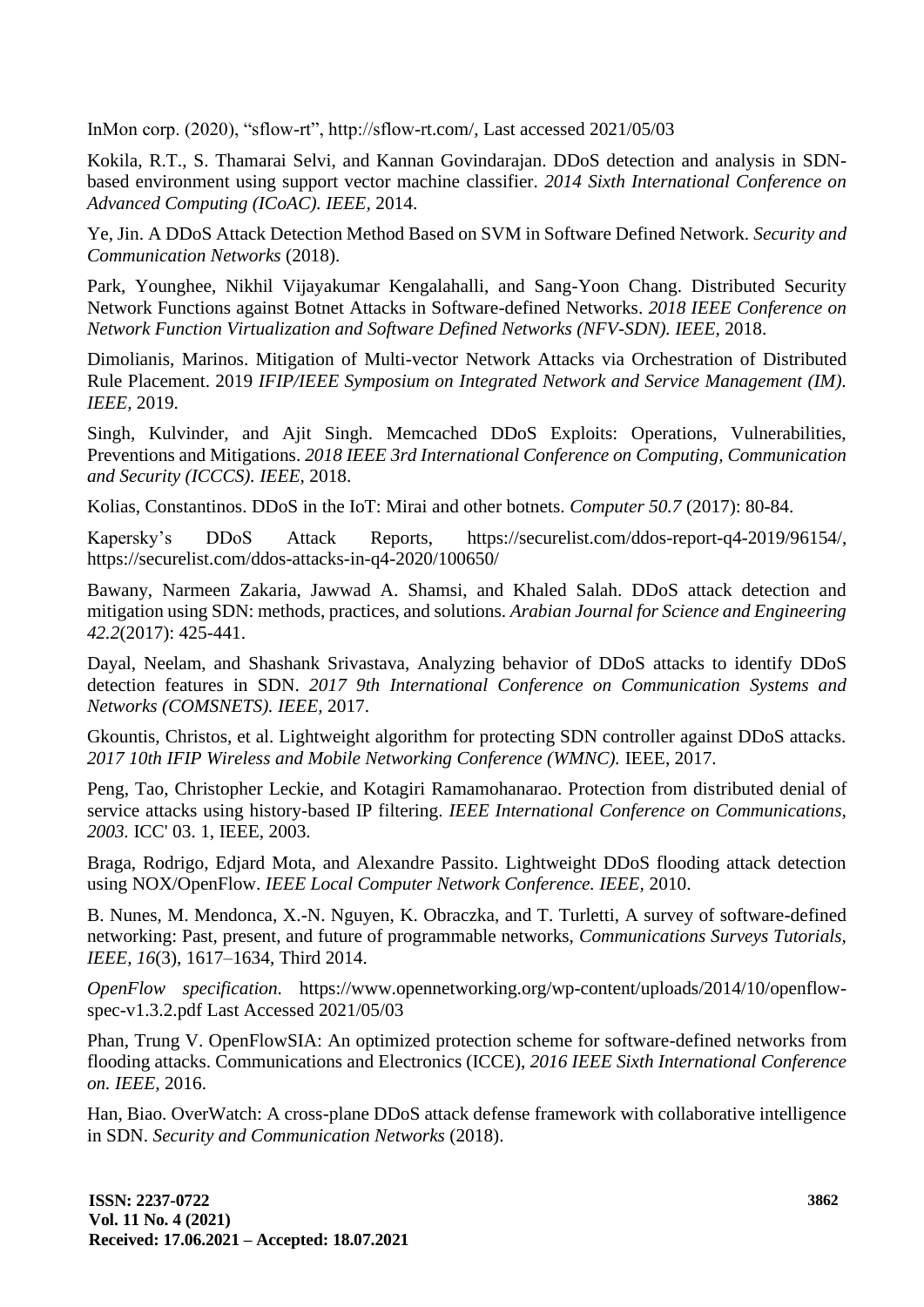InMon corp. (2020), “sflow-rt”, http://sflow-rt.com/, Last accessed 2021/05/03

Kokila, R.T., S. Thamarai Selvi, and Kannan Govindarajan. DDoS detection and analysis in SDN-based environment using support vector machine classifier. *2014 Sixth International Conference on Advanced Computing (ICoAC). IEEE,* 2014.

Ye, Jin. A DDoS Attack Detection Method Based on SVM in Software Defined Network. *Security and Communication Networks* (2018).

Park, Younghee, Nikhil Vijayakumar Kengalahalli, and Sang-Yoon Chang. Distributed Security Network Functions against Botnet Attacks in Software-defined Networks. *2018 IEEE Conference on Network Function Virtualization and Software Defined Networks (NFV-SDN). IEEE,* 2018.

Dimolianis, Marinos. Mitigation of Multi-vector Network Attacks via Orchestration of Distributed Rule Placement. 2019 *IFIP/IEEE Symposium on Integrated Network and Service Management (IM). IEEE,* 2019.

Singh, Kulvinder, and Ajit Singh. Memcached DDoS Exploits: Operations, Vulnerabilities, Preventions and Mitigations. *2018 IEEE 3rd International Conference on Computing, Communication and Security (ICCCS). IEEE,* 2018.

Kolias, Constantinos. DDoS in the IoT: Mirai and other botnets. *Computer 50.7* (2017): 80-84.

Kapersky’s DDoS Attack Reports, https://securelist.com/ddos-report-q4-2019/96154/, https://securelist.com/ddos-attacks-in-q4-2020/100650/

Bawany, Narmeen Zakaria, Jawwad A. Shamsi, and Khaled Salah. DDoS attack detection and mitigation using SDN: methods, practices, and solutions. *Arabian Journal for Science and Engineering 42.2*(2017): 425-441.

Dayal, Neelam, and Shashank Srivastava, Analyzing behavior of DDoS attacks to identify DDoS detection features in SDN. *2017 9th International Conference on Communication Systems and Networks (COMSNETS). IEEE,* 2017.

Gkountis, Christos, et al. Lightweight algorithm for protecting SDN controller against DDoS attacks. *2017 10th IFIP Wireless and Mobile Networking Conference (WMNC).* IEEE, 2017.

Peng, Tao, Christopher Leckie, and Kotagiri Ramamohanarao. Protection from distributed denial of service attacks using history-based IP filtering. *IEEE International Conference on Communications, 2003.* ICC' 03. 1, IEEE, 2003.

Braga, Rodrigo, Edjard Mota, and Alexandre Passito. Lightweight DDoS flooding attack detection using NOX/OpenFlow. *IEEE Local Computer Network Conference. IEEE,* 2010.

B. Nunes, M. Mendonca, X.-N. Nguyen, K. Obraczka, and T. Turletti, A survey of software-defined networking: Past, present, and future of programmable networks, *Communications Surveys Tutorials, IEEE, 16*(3), 1617–1634, Third 2014.

*OpenFlow specification.* https://www.opennetworking.org/wp-content/uploads/2014/10/openflow-spec-v1.3.2.pdf Last Accessed 2021/05/03

Phan, Trung V. OpenFlowSIA: An optimized protection scheme for software-defined networks from flooding attacks. Communications and Electronics (ICCE), *2016 IEEE Sixth International Conference on. IEEE,* 2016.

Han, Biao. OverWatch: A cross-plane DDoS attack defense framework with collaborative intelligence in SDN. *Security and Communication Networks* (2018).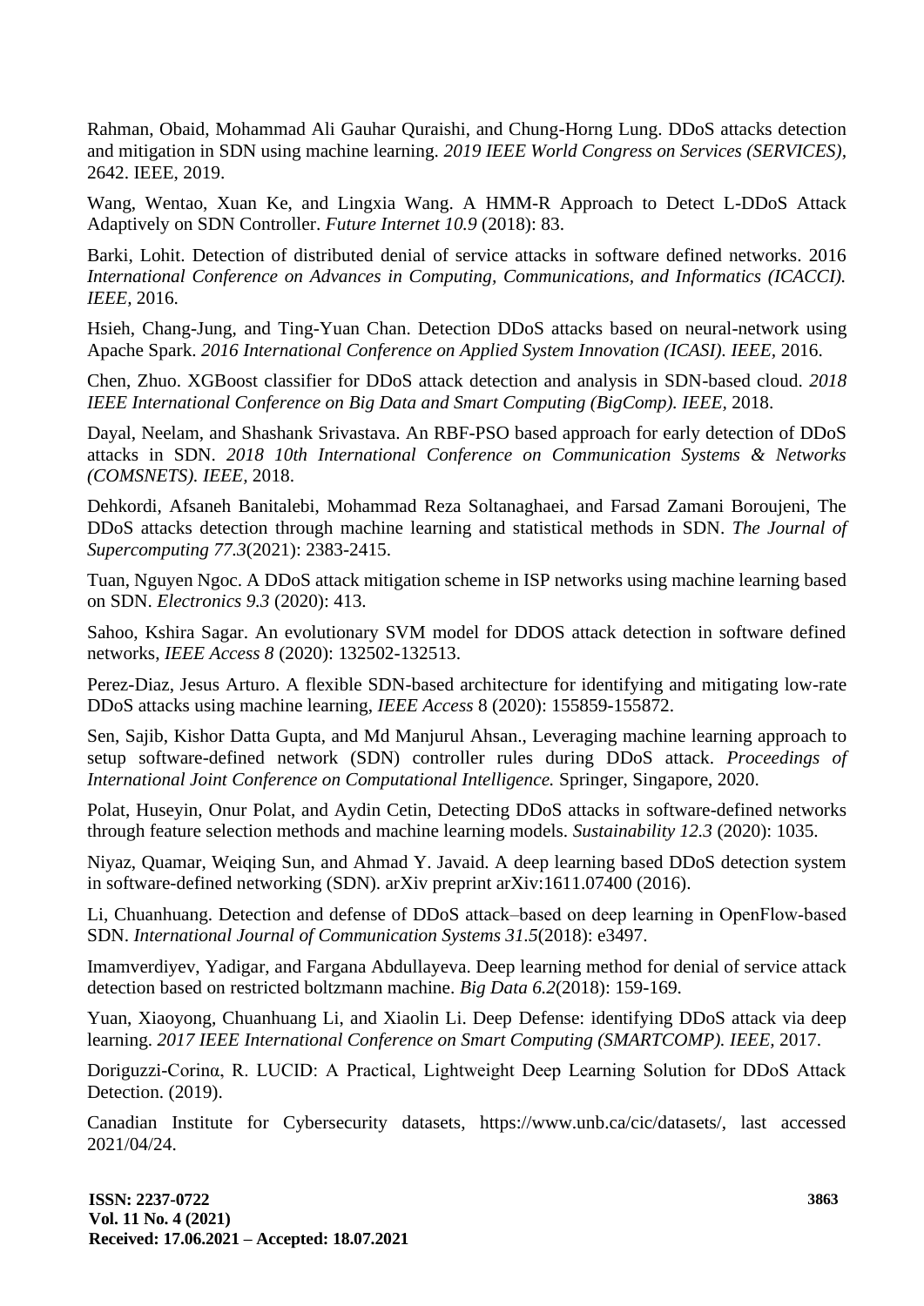Rahman, Obaid, Mohammad Ali Gauhar Quraishi, and Chung-Horng Lung. DDoS attacks detection and mitigation in SDN using machine learning. *2019 IEEE World Congress on Services (SERVICES)*, 2642. IEEE, 2019.

Wang, Wentao, Xuan Ke, and Lingxia Wang. A HMM-R Approach to Detect L-DDoS Attack Adaptively on SDN Controller. *Future Internet 10.9* (2018): 83.

Barki, Lohit. Detection of distributed denial of service attacks in software defined networks. 2016 *International Conference on Advances in Computing, Communications, and Informatics (ICACCI). IEEE,* 2016.

Hsieh, Chang-Jung, and Ting-Yuan Chan. Detection DDoS attacks based on neural-network using Apache Spark. *2016 International Conference on Applied System Innovation (ICASI). IEEE,* 2016.

Chen, Zhuo. XGBoost classifier for DDoS attack detection and analysis in SDN-based cloud. *2018 IEEE International Conference on Big Data and Smart Computing (BigComp). IEEE,* 2018.

Dayal, Neelam, and Shashank Srivastava. An RBF-PSO based approach for early detection of DDoS attacks in SDN. *2018 10th International Conference on Communication Systems & Networks (COMSNETS). IEEE,* 2018.

Dehkordi, Afsaneh Banitalebi, Mohammad Reza Soltanaghaei, and Farsad Zamani Boroujeni, The DDoS attacks detection through machine learning and statistical methods in SDN. *The Journal of Supercomputing 77.3*(2021): 2383-2415.

Tuan, Nguyen Ngoc. A DDoS attack mitigation scheme in ISP networks using machine learning based on SDN. *Electronics 9.3* (2020): 413.

Sahoo, Kshira Sagar. An evolutionary SVM model for DDOS attack detection in software defined networks, *IEEE Access 8* (2020): 132502-132513.

Perez-Diaz, Jesus Arturo. A flexible SDN-based architecture for identifying and mitigating low-rate DDoS attacks using machine learning, *IEEE Access* 8 (2020): 155859-155872.

Sen, Sajib, Kishor Datta Gupta, and Md Manjurul Ahsan., Leveraging machine learning approach to setup software-defined network (SDN) controller rules during DDoS attack. *Proceedings of International Joint Conference on Computational Intelligence.* Springer, Singapore, 2020.

Polat, Huseyin, Onur Polat, and Aydin Cetin, Detecting DDoS attacks in software-defined networks through feature selection methods and machine learning models. *Sustainability 12.3* (2020): 1035.

Niyaz, Quamar, Weiqing Sun, and Ahmad Y. Javaid. A deep learning based DDoS detection system in software-defined networking (SDN). arXiv preprint arXiv:1611.07400 (2016).

Li, Chuanhuang. Detection and defense of DDoS attack–based on deep learning in OpenFlow-based SDN. *International Journal of Communication Systems 31.5*(2018): e3497.

Imamverdiyev, Yadigar, and Fargana Abdullayeva. Deep learning method for denial of service attack detection based on restricted boltzmann machine. *Big Data 6.2*(2018): 159-169.

Yuan, Xiaoyong, Chuanhuang Li, and Xiaolin Li. Deep Defense: identifying DDoS attack via deep learning. *2017 IEEE International Conference on Smart Computing (SMARTCOMP). IEEE,* 2017.

Doriguzzi-Corinα, R. LUCID: A Practical, Lightweight Deep Learning Solution for DDoS Attack Detection. (2019).

Canadian Institute for Cybersecurity datasets, https://www.unb.ca/cic/datasets/, last accessed 2021/04/24.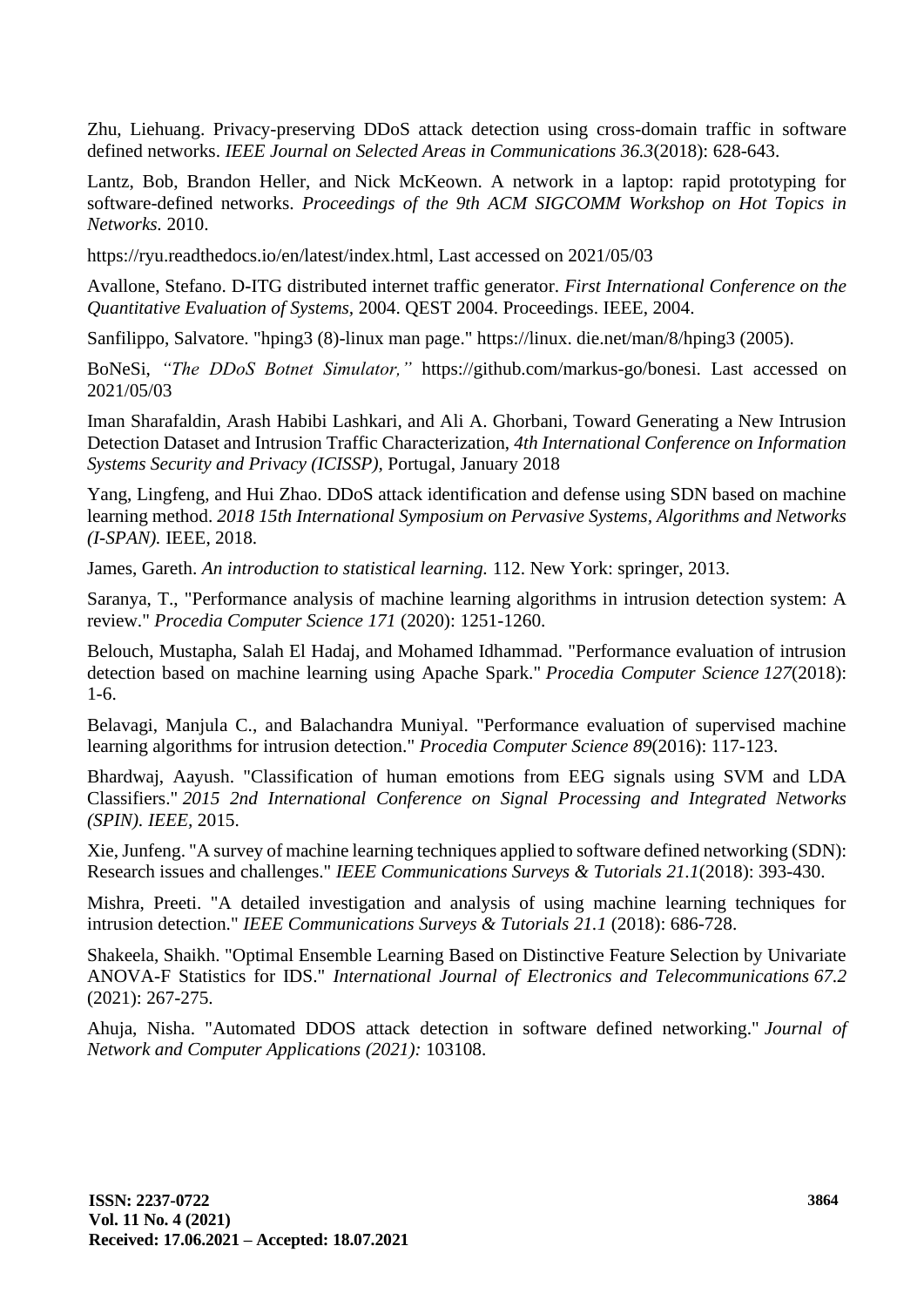Zhu, Liehuang. Privacy-preserving DDoS attack detection using cross-domain traffic in software defined networks. *IEEE Journal on Selected Areas in Communications 36.3*(2018): 628-643.

Lantz, Bob, Brandon Heller, and Nick McKeown. A network in a laptop: rapid prototyping for software-defined networks. *Proceedings of the 9th ACM SIGCOMM Workshop on Hot Topics in Networks.* 2010.

https://ryu.readthedocs.io/en/latest/index.html, Last accessed on 2021/05/03

Avallone, Stefano. D-ITG distributed internet traffic generator. *First International Conference on the Quantitative Evaluation of Systems*, 2004. QEST 2004. Proceedings. IEEE, 2004.

Sanfilippo, Salvatore. "hping3 (8)-linux man page." https://linux. die.net/man/8/hping3 (2005).

BoNeSi, *"The DDoS Botnet Simulator,"* https://github.com/markus-go/bonesi. Last accessed on 2021/05/03

Iman Sharafaldin, Arash Habibi Lashkari, and Ali A. Ghorbani, Toward Generating a New Intrusion Detection Dataset and Intrusion Traffic Characterization, *4th International Conference on Information Systems Security and Privacy (ICISSP)*, Portugal, January 2018

Yang, Lingfeng, and Hui Zhao. DDoS attack identification and defense using SDN based on machine learning method. *2018 15th International Symposium on Pervasive Systems, Algorithms and Networks (I-SPAN).* IEEE, 2018.

James, Gareth. *An introduction to statistical learning.* 112. New York: springer, 2013.

Saranya, T., "Performance analysis of machine learning algorithms in intrusion detection system: A review." *Procedia Computer Science 171* (2020): 1251-1260.

Belouch, Mustapha, Salah El Hadaj, and Mohamed Idhammad. "Performance evaluation of intrusion detection based on machine learning using Apache Spark." *Procedia Computer Science 127*(2018): 1-6.

Belavagi, Manjula C., and Balachandra Muniyal. "Performance evaluation of supervised machine learning algorithms for intrusion detection." *Procedia Computer Science 89*(2016): 117-123.

Bhardwaj, Aayush. "Classification of human emotions from EEG signals using SVM and LDA Classifiers." *2015 2nd International Conference on Signal Processing and Integrated Networks (SPIN). IEEE,* 2015.

Xie, Junfeng. "A survey of machine learning techniques applied to software defined networking (SDN): Research issues and challenges." *IEEE Communications Surveys & Tutorials 21.1*(2018): 393-430.

Mishra, Preeti. "A detailed investigation and analysis of using machine learning techniques for intrusion detection." *IEEE Communications Surveys & Tutorials 21.1* (2018): 686-728.

Shakeela, Shaikh. "Optimal Ensemble Learning Based on Distinctive Feature Selection by Univariate ANOVA-F Statistics for IDS." *International Journal of Electronics and Telecommunications 67.2* (2021): 267-275.

Ahuja, Nisha. "Automated DDOS attack detection in software defined networking." *Journal of Network and Computer Applications (2021):* 103108.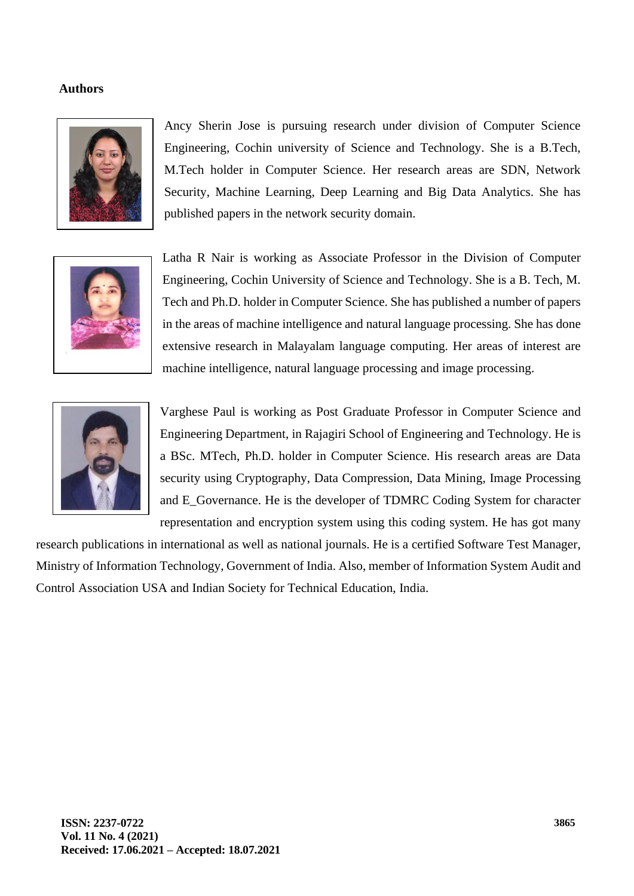**Authors**

Ancy Sherin Jose is pursuing research under division of Computer Science Engineering, Cochin university of Science and Technology. She is a B.Tech, M.Tech holder in Computer Science. Her research areas are SDN, Network Security, Machine Learning, Deep Learning and Big Data Analytics. She has published papers in the network security domain.

Latha R Nair is working as Associate Professor in the Division of Computer Engineering, Cochin University of Science and Technology. She is a B. Tech, M. Tech and Ph.D. holder in Computer Science. She has published a number of papers in the areas of machine intelligence and natural language processing. She has done extensive research in Malayalam language computing. Her areas of interest are machine intelligence, natural language processing and image processing.

Varghese Paul is working as Post Graduate Professor in Computer Science and Engineering Department, in Rajagiri School of Engineering and Technology. He is a BSc. MTech, Ph.D. holder in Computer Science. His research areas are Data security using Cryptography, Data Compression, Data Mining, Image Processing and E_Governance. He is the developer of TDMRC Coding System for character representation and encryption system using this coding system. He has got many research publications in international as well as national journals. He is a certified Software Test Manager, Ministry of Information Technology, Government of India. Also, member of Information System Audit and Control Association USA and Indian Society for Technical Education, India.

**Received: 17.06.2021 – Accepted: 18.07.2021**